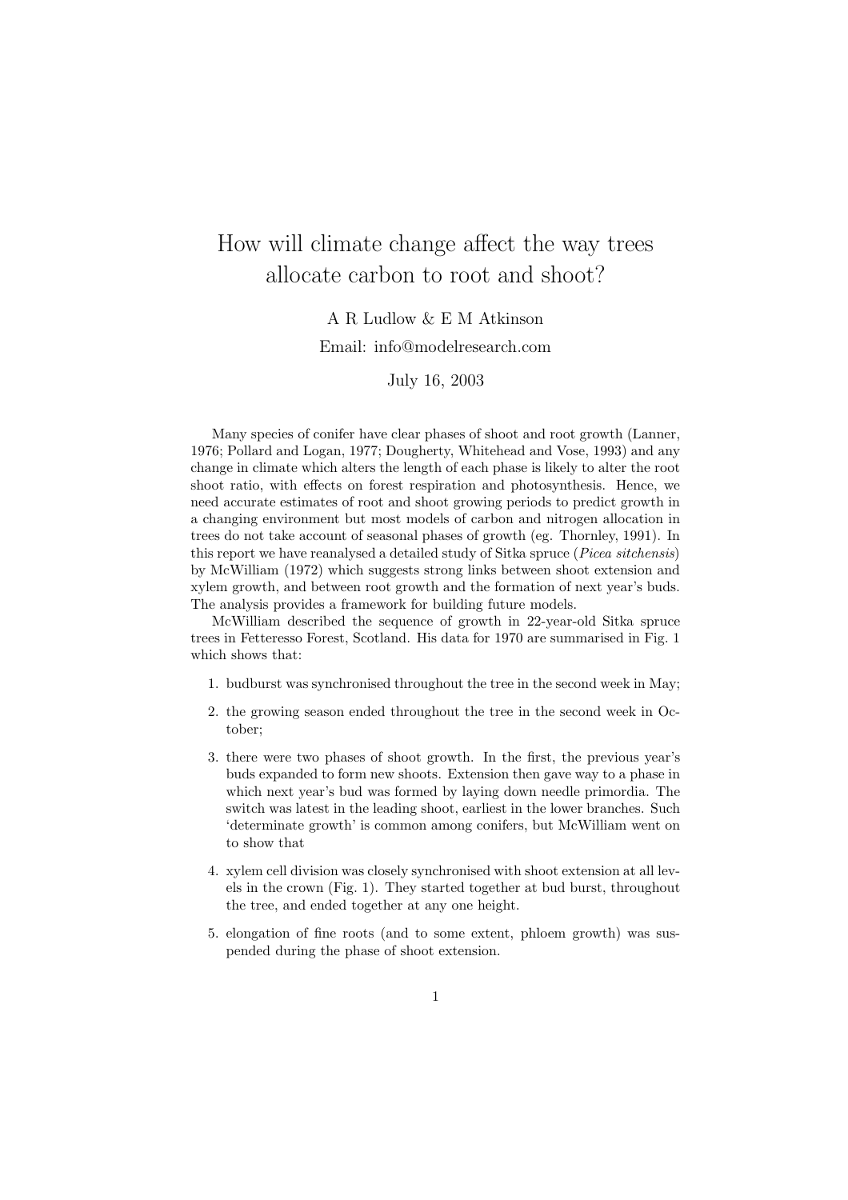# How will climate change affect the way trees allocate carbon to root and shoot?

A R Ludlow & E M Atkinson

Email: info@modelresearch.com

July 16, 2003

Many species of conifer have clear phases of shoot and root growth (Lanner, 1976; Pollard and Logan, 1977; Dougherty, Whitehead and Vose, 1993) and any change in climate which alters the length of each phase is likely to alter the root shoot ratio, with effects on forest respiration and photosynthesis. Hence, we need accurate estimates of root and shoot growing periods to predict growth in a changing environment but most models of carbon and nitrogen allocation in trees do not take account of seasonal phases of growth (eg. Thornley, 1991). In this report we have reanalysed a detailed study of Sitka spruce (*Picea sitchensis*) by McWilliam (1972) which suggests strong links between shoot extension and xylem growth, and between root growth and the formation of next year's buds. The analysis provides a framework for building future models.

McWilliam described the sequence of growth in 22-year-old Sitka spruce trees in Fetteresso Forest, Scotland. His data for 1970 are summarised in Fig. 1 which shows that:

1. budburst was synchronised throughout the tree in the second week in May;
2. the growing season ended throughout the tree in the second week in October;
3. there were two phases of shoot growth. In the first, the previous year's buds expanded to form new shoots. Extension then gave way to a phase in which next year's bud was formed by laying down needle primordia. The switch was latest in the leading shoot, earliest in the lower branches. Such 'determinate growth' is common among conifers, but McWilliam went on to show that
4. xylem cell division was closely synchronised with shoot extension at all levels in the crown (Fig. 1). They started together at bud burst, throughout the tree, and ended together at any one height.
5. elongation of fine roots (and to some extent, phloem growth) was suspended during the phase of shoot extension.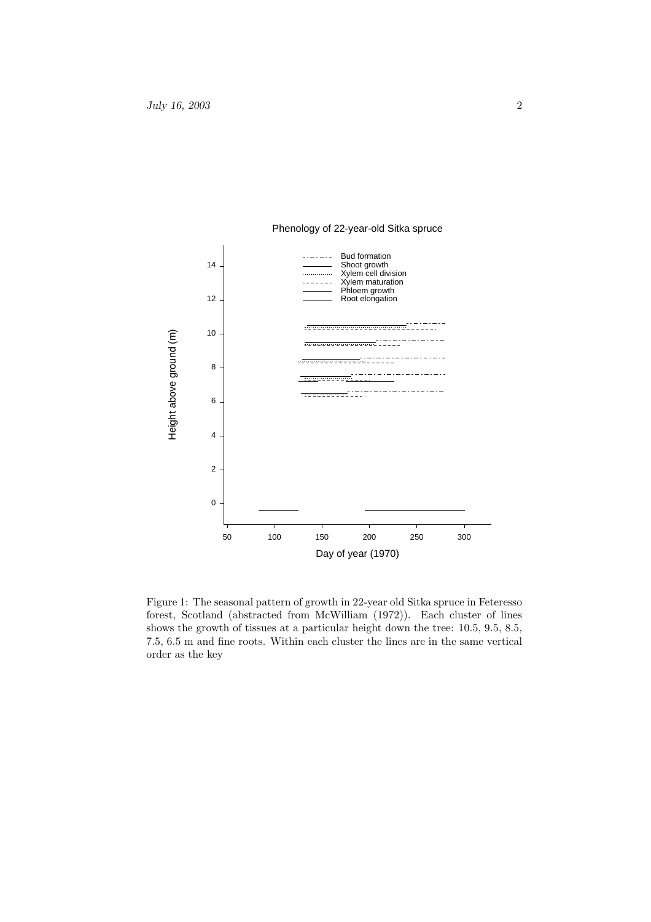Figure 1: The seasonal pattern of growth in 22-year old Sitka spruce in Feteresso forest, Scotland (abstracted from McWilliam (1972)). Each cluster of lines shows the growth of tissues at a particular height down the tree: 10.5, 9.5, 8.5, 7.5, 6.5 m and fine roots. Within each cluster the lines are in the same vertical order as the key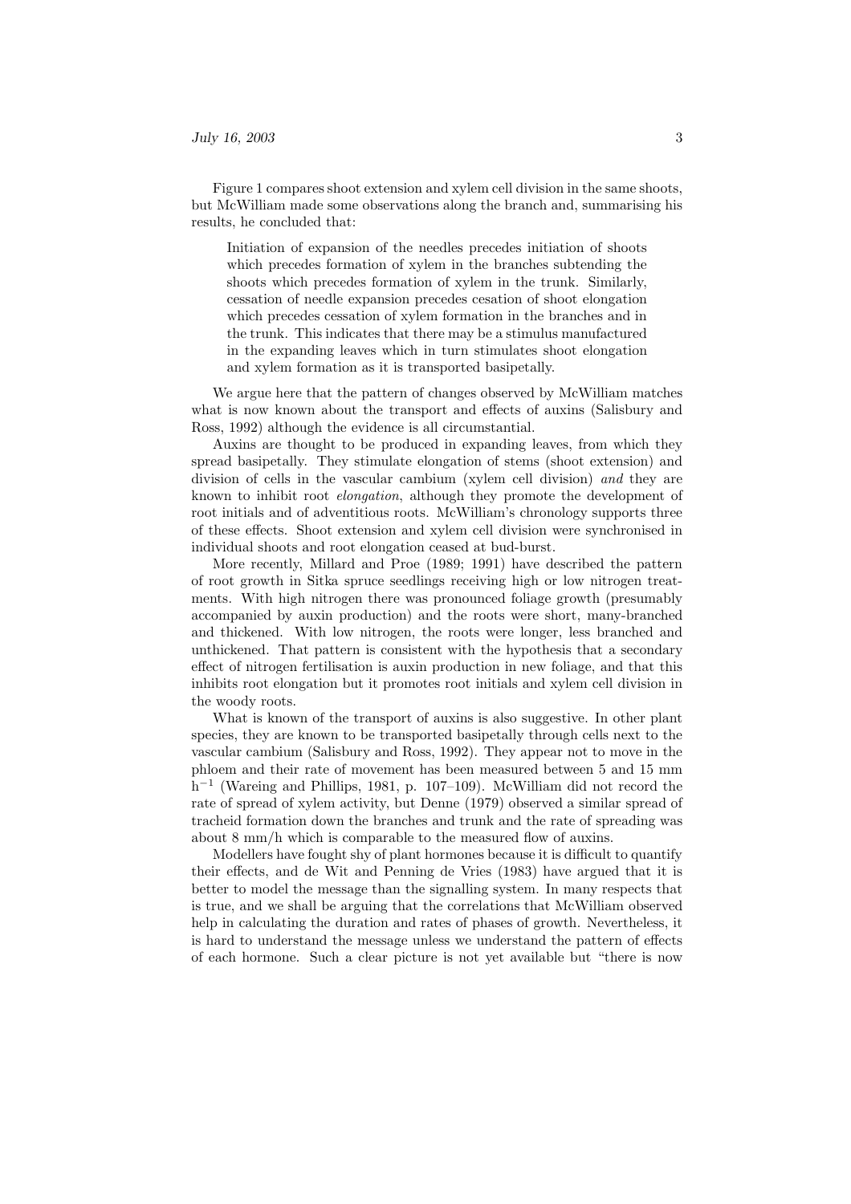Figure 1 compares shoot extension and xylem cell division in the same shoots, but McWilliam made some observations along the branch and, summarising his results, he concluded that:

> Initiation of expansion of the needles precedes initiation of shoots which precedes formation of xylem in the branches subtending the shoots which precedes formation of xylem in the trunk. Similarly, cessation of needle expansion precedes cesation of shoot elongation which precedes cessation of xylem formation in the branches and in the trunk. This indicates that there may be a stimulus manufactured in the expanding leaves which in turn stimulates shoot elongation and xylem formation as it is transported basipetally.

We argue here that the pattern of changes observed by McWilliam matches what is now known about the transport and effects of auxins (Salisbury and Ross, 1992) although the evidence is all circumstantial.

Auxins are thought to be produced in expanding leaves, from which they spread basipetally. They stimulate elongation of stems (shoot extension) and division of cells in the vascular cambium (xylem cell division) *and* they are known to inhibit root *elongation*, although they promote the development of root initials and of adventitious roots. McWilliam's chronology supports three of these effects. Shoot extension and xylem cell division were synchronised in individual shoots and root elongation ceased at bud-burst.

More recently, Millard and Proe (1989; 1991) have described the pattern of root growth in Sitka spruce seedlings receiving high or low nitrogen treatments. With high nitrogen there was pronounced foliage growth (presumably accompanied by auxin production) and the roots were short, many-branched and thickened. With low nitrogen, the roots were longer, less branched and unthickened. That pattern is consistent with the hypothesis that a secondary effect of nitrogen fertilisation is auxin production in new foliage, and that this inhibits root elongation but it promotes root initials and xylem cell division in the woody roots.

What is known of the transport of auxins is also suggestive. In other plant species, they are known to be transported basipetally through cells next to the vascular cambium (Salisbury and Ross, 1992). They appear not to move in the phloem and their rate of movement has been measured between 5 and 15 mm $h^{-1}$ (Wareing and Phillips, 1981, p. 107–109). McWilliam did not record the rate of spread of xylem activity, but Denne (1979) observed a similar spread of tracheid formation down the branches and trunk and the rate of spreading was about 8 mm/h which is comparable to the measured flow of auxins.

Modellers have fought shy of plant hormones because it is difficult to quantify their effects, and de Wit and Penning de Vries (1983) have argued that it is better to model the message than the signalling system. In many respects that is true, and we shall be arguing that the correlations that McWilliam observed help in calculating the duration and rates of phases of growth. Nevertheless, it is hard to understand the message unless we understand the pattern of effects of each hormone. Such a clear picture is not yet available but "there is now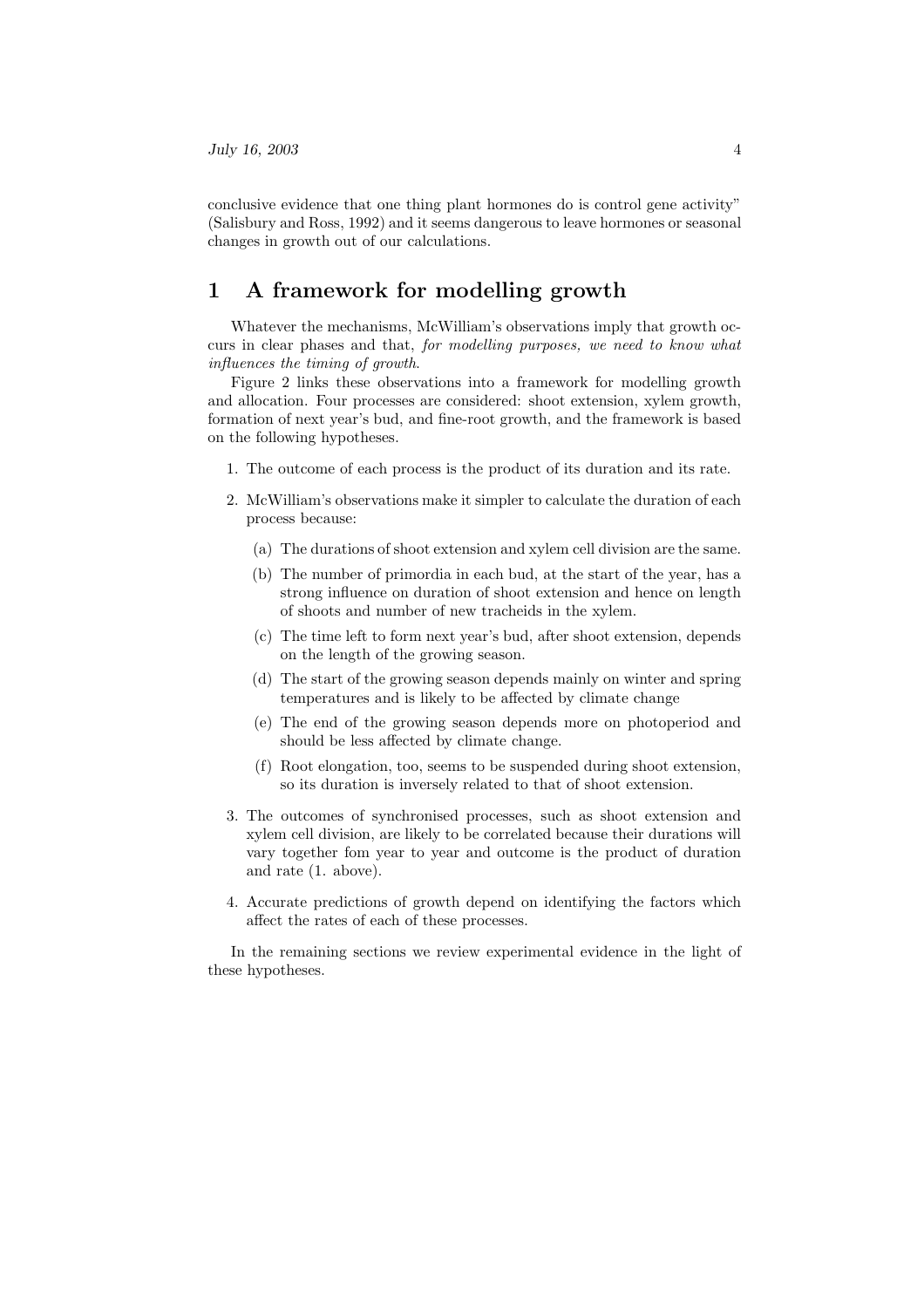conclusive evidence that one thing plant hormones do is control gene activity" (Salisbury and Ross, 1992) and it seems dangerous to leave hormones or seasonal changes in growth out of our calculations.

# 1 A framework for modelling growth

Whatever the mechanisms, McWilliam's observations imply that growth occurs in clear phases and that, *for modelling purposes, we need to know what influences the timing of growth*.

Figure 2 links these observations into a framework for modelling growth and allocation. Four processes are considered: shoot extension, xylem growth, formation of next year's bud, and fine-root growth, and the framework is based on the following hypotheses.

1. The outcome of each process is the product of its duration and its rate.
2. McWilliam's observations make it simpler to calculate the duration of each process because:
   (a) The durations of shoot extension and xylem cell division are the same.
   (b) The number of primordia in each bud, at the start of the year, has a strong influence on duration of shoot extension and hence on length of shoots and number of new tracheids in the xylem.
   (c) The time left to form next year's bud, after shoot extension, depends on the length of the growing season.
   (d) The start of the growing season depends mainly on winter and spring temperatures and is likely to be affected by climate change
   (e) The end of the growing season depends more on photoperiod and should be less affected by climate change.
   (f) Root elongation, too, seems to be suspended during shoot extension, so its duration is inversely related to that of shoot extension.
3. The outcomes of synchronised processes, such as shoot extension and xylem cell division, are likely to be correlated because their durations will vary together fom year to year and outcome is the product of duration and rate (1. above).
4. Accurate predictions of growth depend on identifying the factors which affect the rates of each of these processes.

In the remaining sections we review experimental evidence in the light of these hypotheses.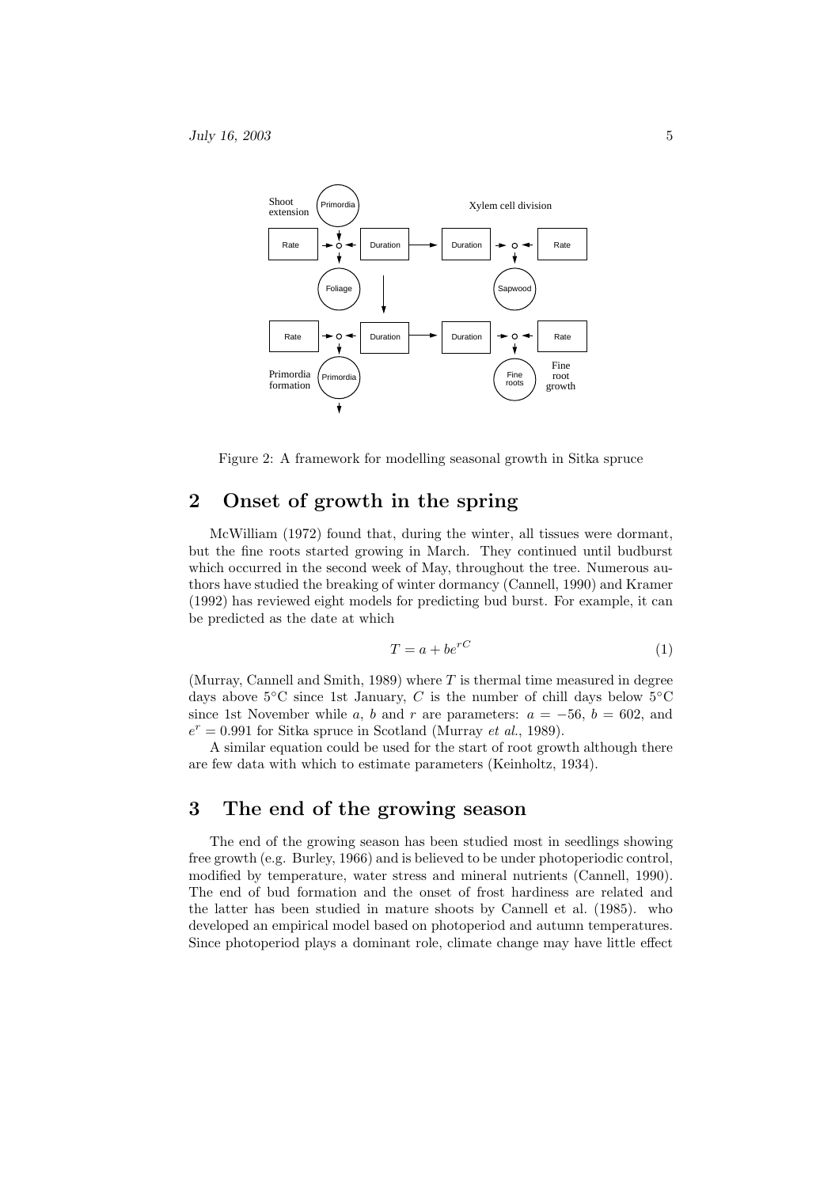Figure 2: A framework for modelling seasonal growth in Sitka spruce

## 2 Onset of growth in the spring

McWilliam (1972) found that, during the winter, all tissues were dormant, but the fine roots started growing in March. They continued until budburst which occurred in the second week of May, throughout the tree. Numerous authors have studied the breaking of winter dormancy (Cannell, 1990) and Kramer (1992) has reviewed eight models for predicting bud burst. For example, it can be predicted as the date at which

$$T = a + be^{rC} \tag{1}$$

(Murray, Cannell and Smith, 1989) where $T$ is thermal time measured in degree days above 5°C since 1st January, $C$ is the number of chill days below 5°C since 1st November while $a$, $b$ and $r$ are parameters: $a = -56$, $b = 602$, and $e^r = 0.991$ for Sitka spruce in Scotland (Murray *et al.*, 1989).

A similar equation could be used for the start of root growth although there are few data with which to estimate parameters (Keinholtz, 1934).

## 3 The end of the growing season

The end of the growing season has been studied most in seedlings showing free growth (e.g. Burley, 1966) and is believed to be under photoperiodic control, modified by temperature, water stress and mineral nutrients (Cannell, 1990). The end of bud formation and the onset of frost hardiness are related and the latter has been studied in mature shoots by Cannell et al. (1985). who developed an empirical model based on photoperiod and autumn temperatures. Since photoperiod plays a dominant role, climate change may have little effect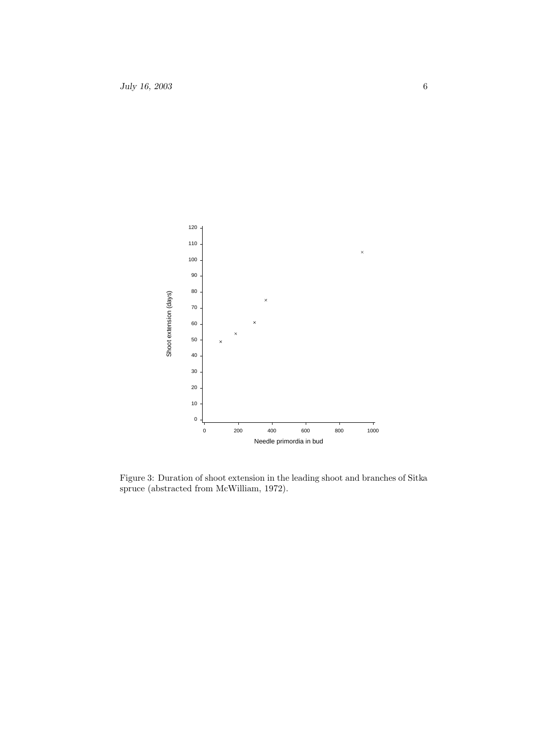Figure 3: Duration of shoot extension in the leading shoot and branches of Sitka spruce (abstracted from McWilliam, 1972).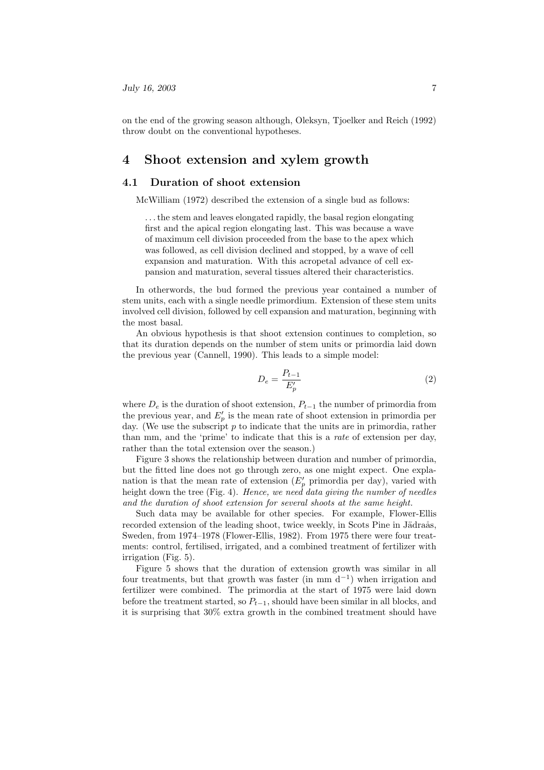on the end of the growing season although, Oleksyn, Tjoelker and Reich (1992) throw doubt on the conventional hypotheses.

# 4 Shoot extension and xylem growth

## 4.1 Duration of shoot extension

McWilliam (1972) described the extension of a single bud as follows:

> ...the stem and leaves elongated rapidly, the basal region elongating first and the apical region elongating last. This was because a wave of maximum cell division proceeded from the base to the apex which was followed, as cell division declined and stopped, by a wave of cell expansion and maturation. With this acropetal advance of cell expansion and maturation, several tissues altered their characteristics.

In otherwords, the bud formed the previous year contained a number of stem units, each with a single needle primordium. Extension of these stem units involved cell division, followed by cell expansion and maturation, beginning with the most basal.

An obvious hypothesis is that shoot extension continues to completion, so that its duration depends on the number of stem units or primordia laid down the previous year (Cannell, 1990). This leads to a simple model:

$$D_e = \frac{P_{t-1}}{E'_p} \tag{2}$$

where $D_e$ is the duration of shoot extension, $P_{t-1}$ the number of primordia from the previous year, and $E'_p$ is the mean rate of shoot extension in primordia per day. (We use the subscript $p$ to indicate that the units are in primordia, rather than mm, and the 'prime' to indicate that this is a *rate* of extension per day, rather than the total extension over the season.)

Figure 3 shows the relationship between duration and number of primordia, but the fitted line does not go through zero, as one might expect. One explanation is that the mean rate of extension ($E'_p$ primordia per day), varied with height down the tree (Fig. 4). *Hence, we need data giving the number of needles and the duration of shoot extension for several shoots at the same height.*

Such data may be available for other species. For example, Flower-Ellis recorded extension of the leading shoot, twice weekly, in Scots Pine in Jädraås, Sweden, from 1974–1978 (Flower-Ellis, 1982). From 1975 there were four treatments: control, fertilised, irrigated, and a combined treatment of fertilizer with irrigation (Fig. 5).

Figure 5 shows that the duration of extension growth was similar in all four treatments, but that growth was faster (in mm $d^{-1}$) when irrigation and fertilizer were combined. The primordia at the start of 1975 were laid down before the treatment started, so $P_{t-1}$, should have been similar in all blocks, and it is surprising that 30% extra growth in the combined treatment should have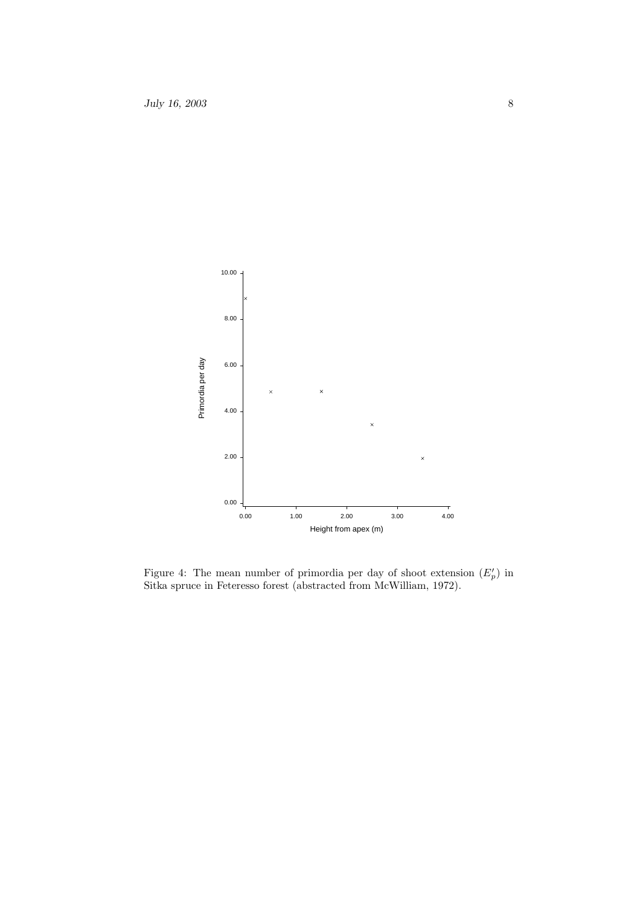Figure 4: The mean number of primordia per day of shoot extension ($E'_p$) in Sitka spruce in Feteresso forest (abstracted from McWilliam, 1972).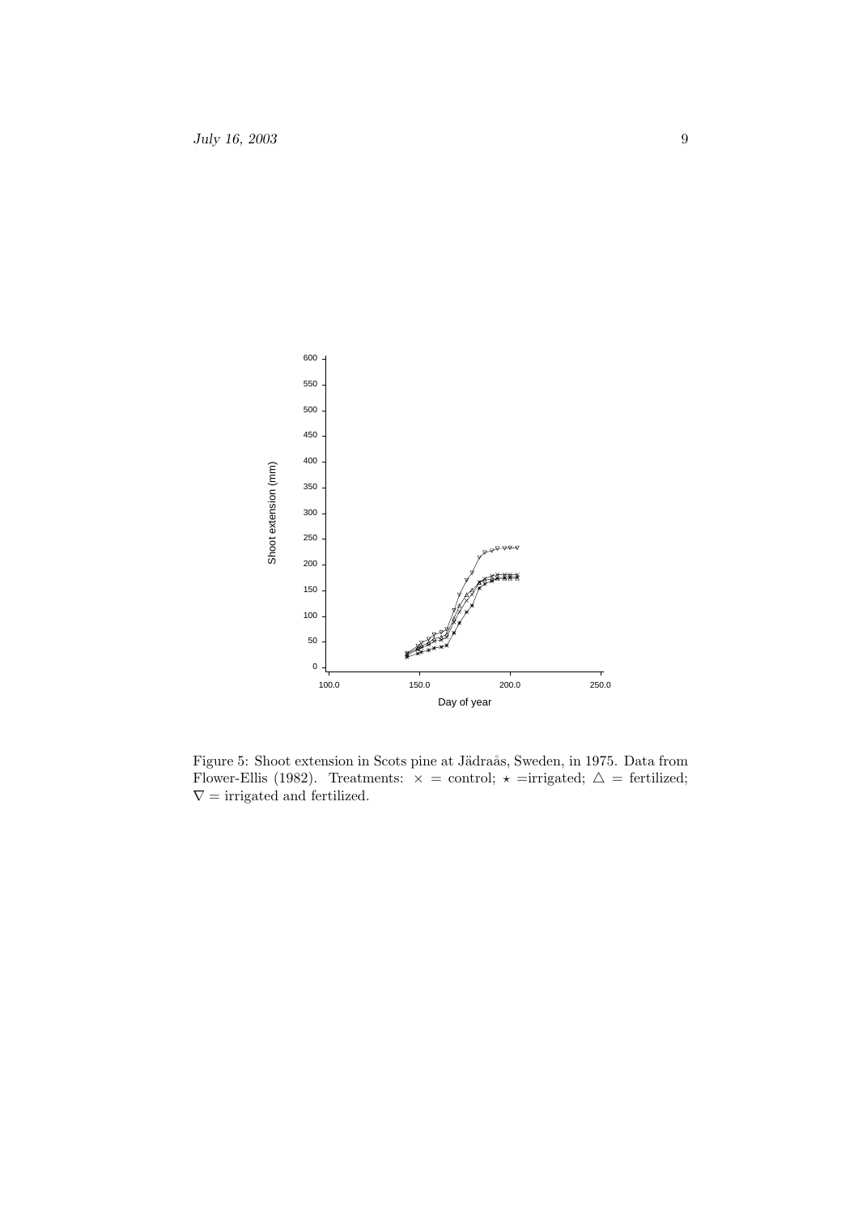Figure 5: Shoot extension in Scots pine at Jädraås, Sweden, in 1975. Data from Flower-Ellis (1982). Treatments: $\times$ = control; $\star$ =irrigated; $\triangle$ = fertilized; $\nabla$ = irrigated and fertilized.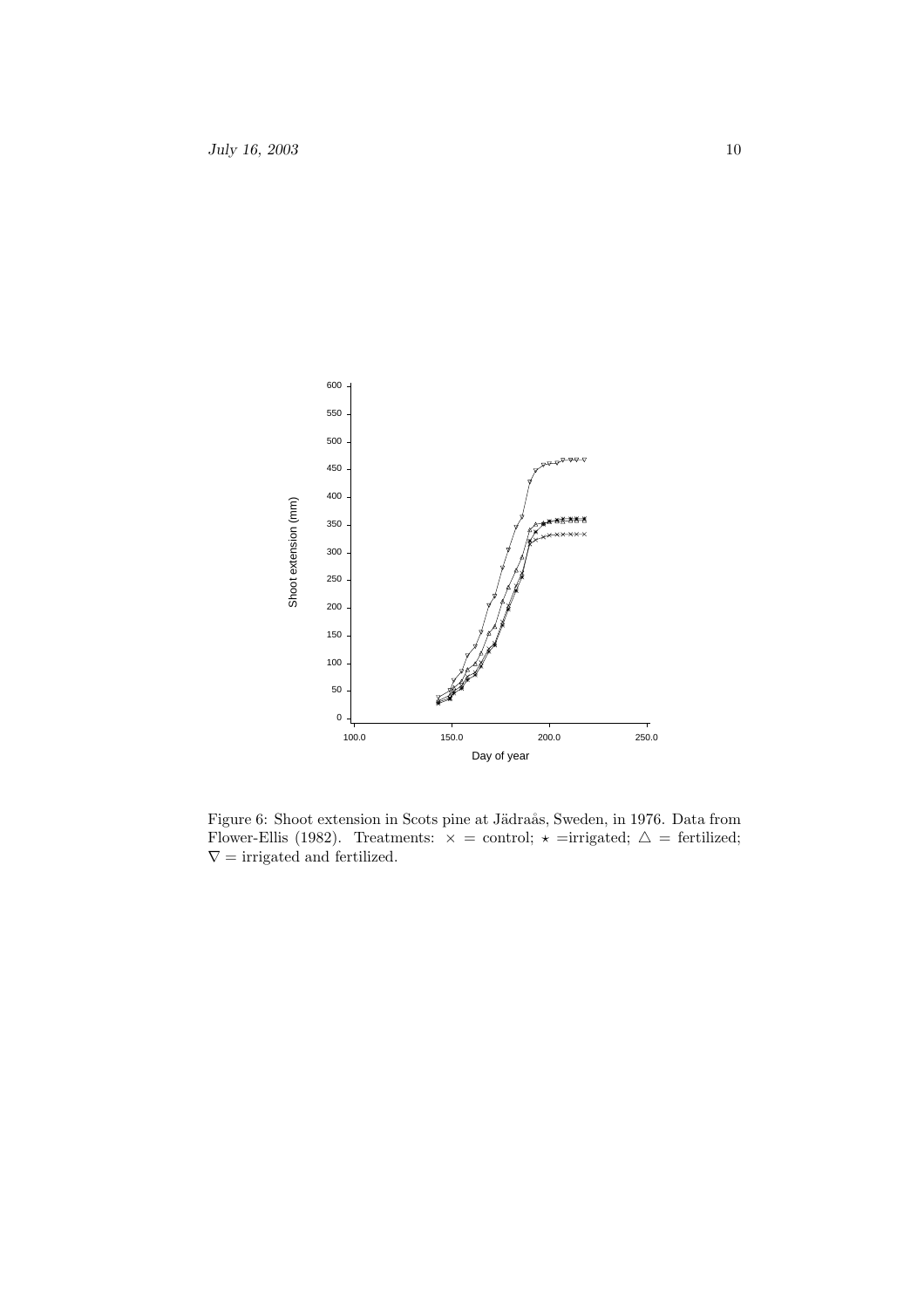Figure 6: Shoot extension in Scots pine at Jädraås, Sweden, in 1976. Data from Flower-Ellis (1982). Treatments: $\times$ = control; $\star$ =irrigated; $\triangle$ = fertilized; $\nabla$ = irrigated and fertilized.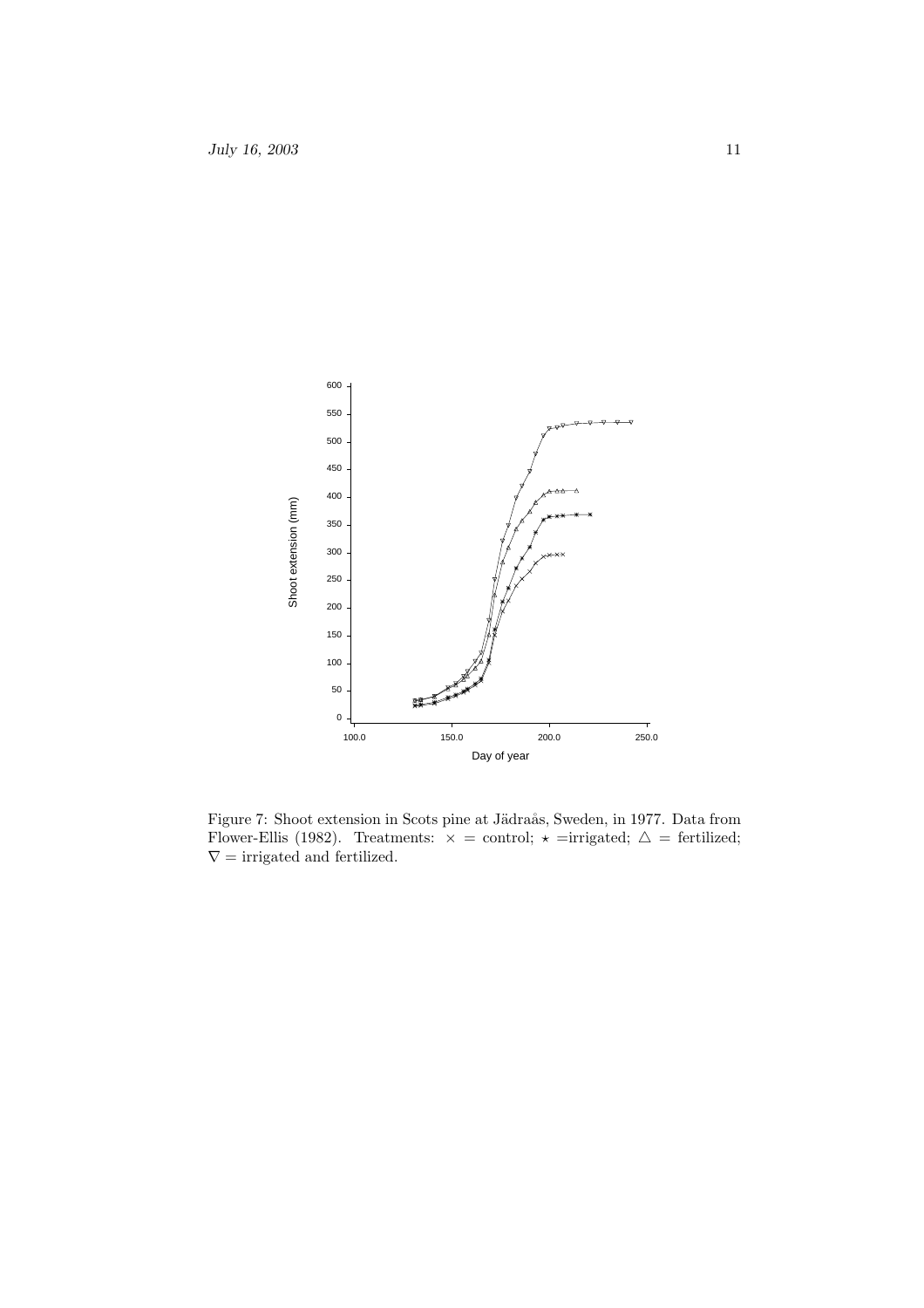Figure 7: Shoot extension in Scots pine at Jädraås, Sweden, in 1977. Data from Flower-Ellis (1982). Treatments: $\times$ = control; $\star$ =irrigated; $\triangle$ = fertilized; $\nabla$ = irrigated and fertilized.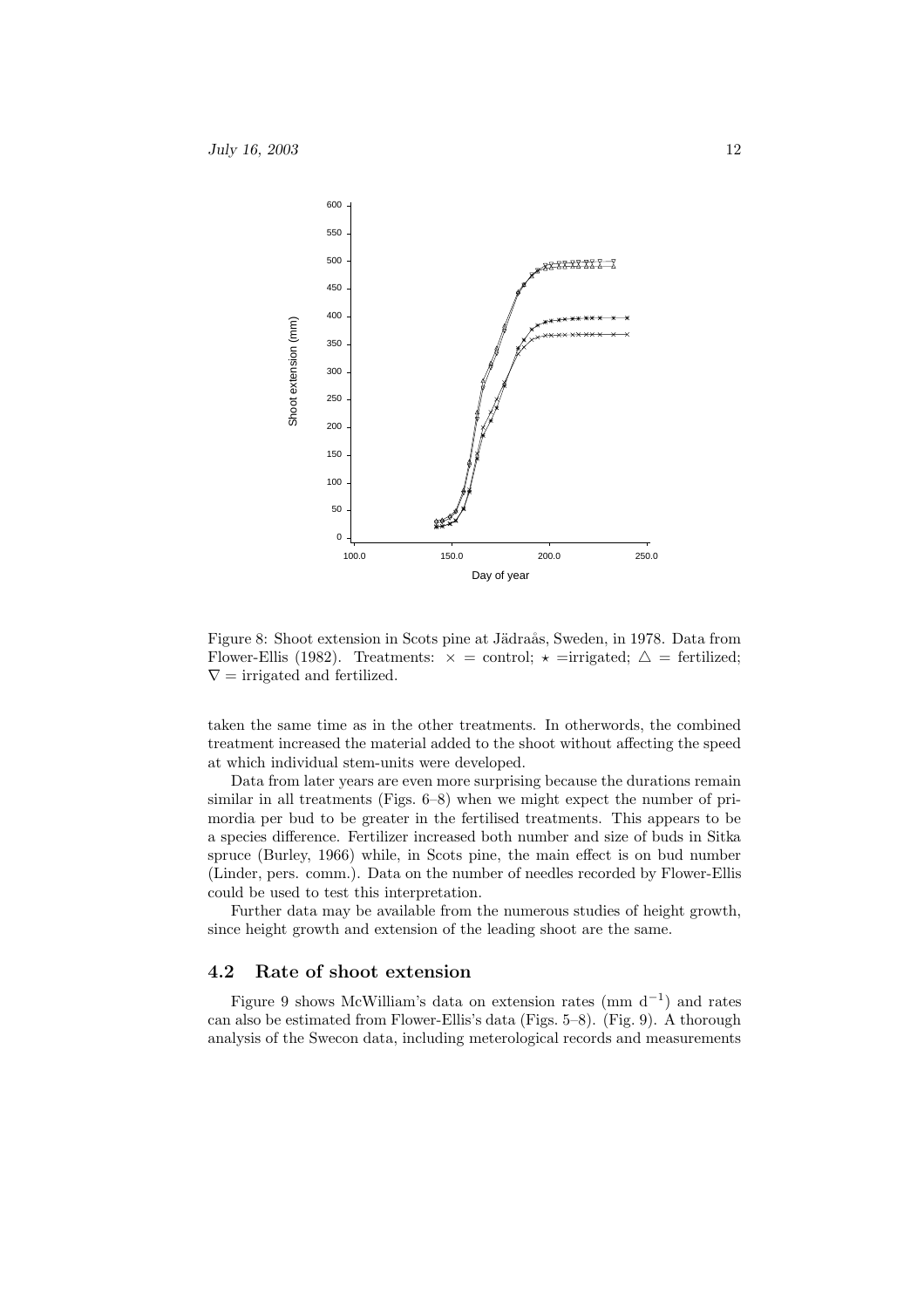Figure 8: Shoot extension in Scots pine at Jädraås, Sweden, in 1978. Data from Flower-Ellis (1982). Treatments: $\times$ = control; $\star$ =irrigated; $\triangle$ = fertilized; $\nabla$ = irrigated and fertilized.

taken the same time as in the other treatments. In otherwords, the combined treatment increased the material added to the shoot without affecting the speed at which individual stem-units were developed.

Data from later years are even more surprising because the durations remain similar in all treatments (Figs. 6–8) when we might expect the number of primordia per bud to be greater in the fertilised treatments. This appears to be a species difference. Fertilizer increased both number and size of buds in Sitka spruce (Burley, 1966) while, in Scots pine, the main effect is on bud number (Linder, pers. comm.). Data on the number of needles recorded by Flower-Ellis could be used to test this interpretation.

Further data may be available from the numerous studies of height growth, since height growth and extension of the leading shoot are the same.

## 4.2 Rate of shoot extension

Figure 9 shows McWilliam's data on extension rates (mm $d^{-1}$) and rates can also be estimated from Flower-Ellis's data (Figs. 5–8). (Fig. 9). A thorough analysis of the Swecon data, including meterological records and measurements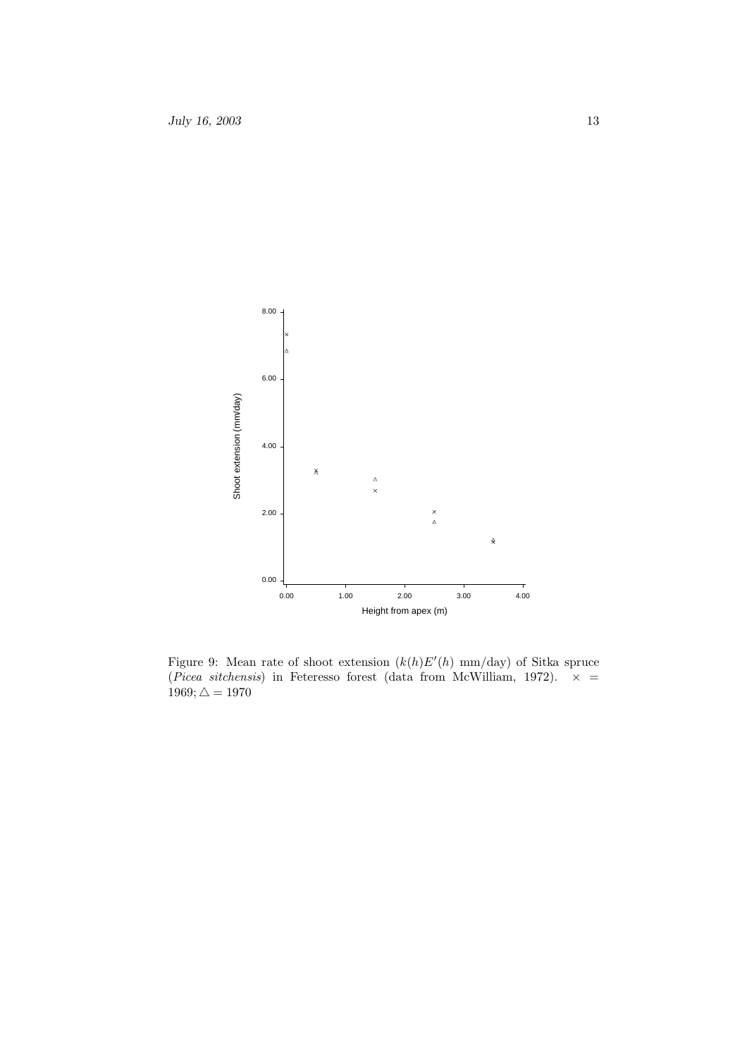Figure 9: Mean rate of shoot extension ($k(h)E'(h)$ mm/day) of Sitka spruce (*Picea sitchensis*) in Feteresso forest (data from McWilliam, 1972). $\times = 1969; \triangle = 1970$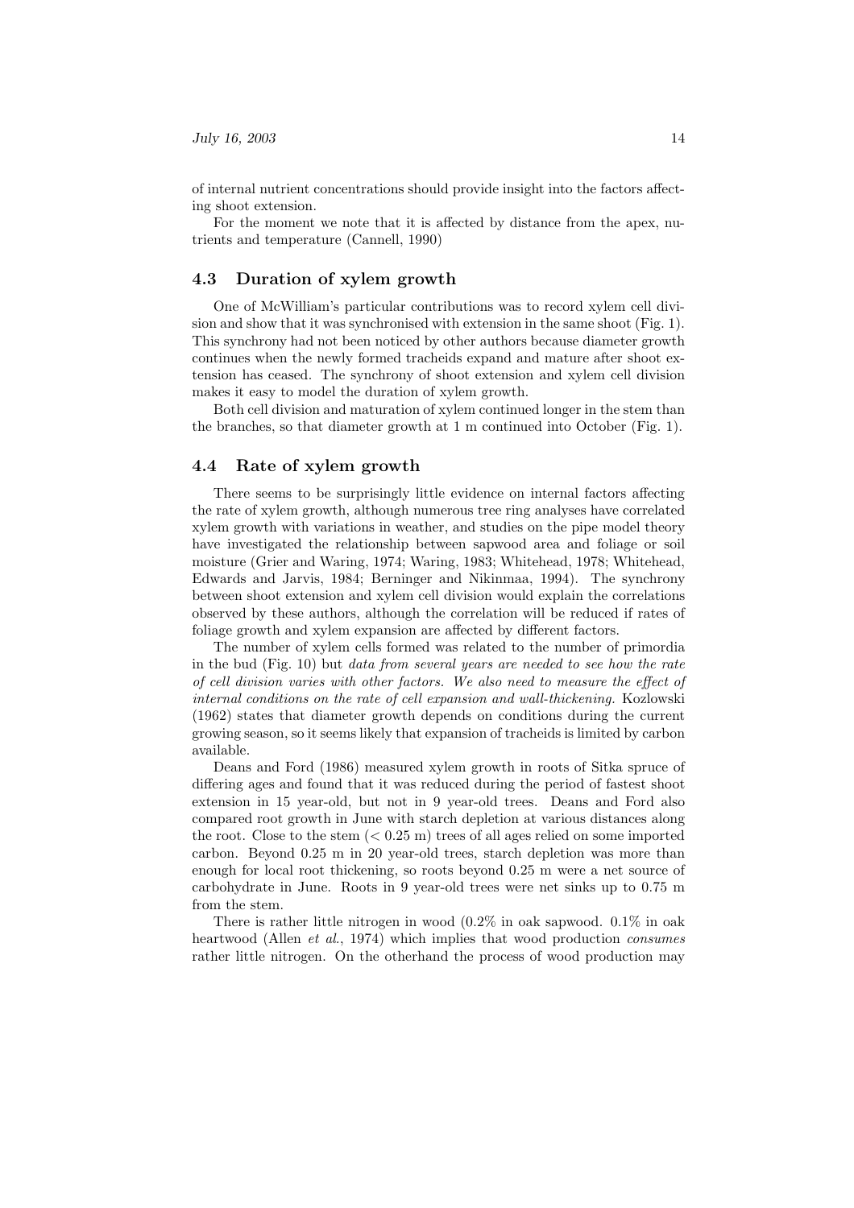of internal nutrient concentrations should provide insight into the factors affecting shoot extension.

For the moment we note that it is affected by distance from the apex, nutrients and temperature (Cannell, 1990)

## 4.3 Duration of xylem growth

One of McWilliam's particular contributions was to record xylem cell division and show that it was synchronised with extension in the same shoot (Fig. 1). This synchrony had not been noticed by other authors because diameter growth continues when the newly formed tracheids expand and mature after shoot extension has ceased. The synchrony of shoot extension and xylem cell division makes it easy to model the duration of xylem growth.

Both cell division and maturation of xylem continued longer in the stem than the branches, so that diameter growth at 1 m continued into October (Fig. 1).

## 4.4 Rate of xylem growth

There seems to be surprisingly little evidence on internal factors affecting the rate of xylem growth, although numerous tree ring analyses have correlated xylem growth with variations in weather, and studies on the pipe model theory have investigated the relationship between sapwood area and foliage or soil moisture (Grier and Waring, 1974; Waring, 1983; Whitehead, 1978; Whitehead, Edwards and Jarvis, 1984; Berninger and Nikinmaa, 1994). The synchrony between shoot extension and xylem cell division would explain the correlations observed by these authors, although the correlation will be reduced if rates of foliage growth and xylem expansion are affected by different factors.

The number of xylem cells formed was related to the number of primordia in the bud (Fig. 10) but *data from several years are needed to see how the rate of cell division varies with other factors. We also need to measure the effect of internal conditions on the rate of cell expansion and wall-thickening.* Kozlowski (1962) states that diameter growth depends on conditions during the current growing season, so it seems likely that expansion of tracheids is limited by carbon available.

Deans and Ford (1986) measured xylem growth in roots of Sitka spruce of differing ages and found that it was reduced during the period of fastest shoot extension in 15 year-old, but not in 9 year-old trees. Deans and Ford also compared root growth in June with starch depletion at various distances along the root. Close to the stem ($< 0.25$ m) trees of all ages relied on some imported carbon. Beyond 0.25 m in 20 year-old trees, starch depletion was more than enough for local root thickening, so roots beyond 0.25 m were a net source of carbohydrate in June. Roots in 9 year-old trees were net sinks up to 0.75 m from the stem.

There is rather little nitrogen in wood (0.2% in oak sapwood. 0.1% in oak heartwood (Allen *et al.*, 1974) which implies that wood production *consumes* rather little nitrogen. On the otherhand the process of wood production may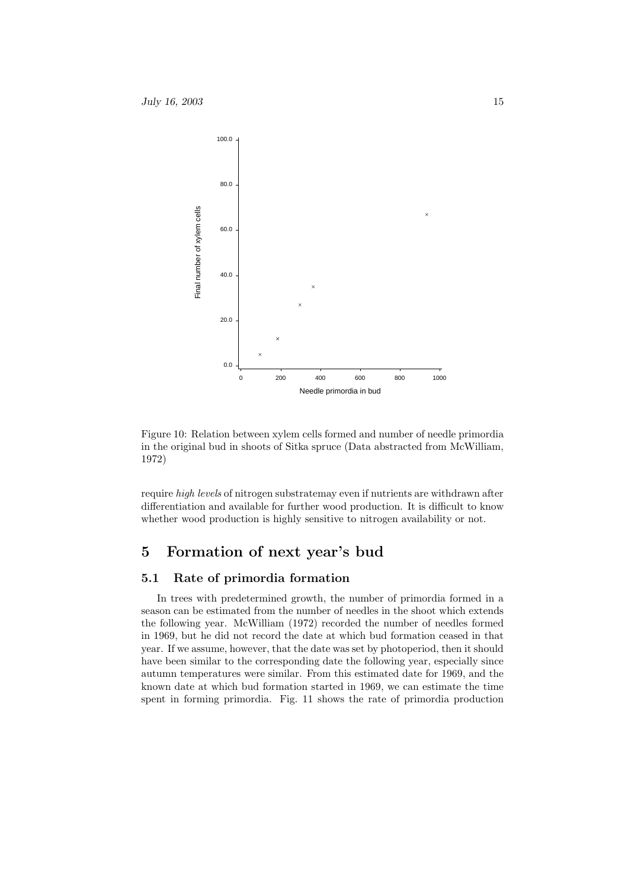Figure 10: Relation between xylem cells formed and number of needle primordia in the original bud in shoots of Sitka spruce (Data abstracted from McWilliam, 1972)

require *high levels* of nitrogen substratemay even if nutrients are withdrawn after differentiation and available for further wood production. It is difficult to know whether wood production is highly sensitive to nitrogen availability or not.

# 5 Formation of next year's bud

## 5.1 Rate of primordia formation

In trees with predetermined growth, the number of primordia formed in a season can be estimated from the number of needles in the shoot which extends the following year. McWilliam (1972) recorded the number of needles formed in 1969, but he did not record the date at which bud formation ceased in that year. If we assume, however, that the date was set by photoperiod, then it should have been similar to the corresponding date the following year, especially since autumn temperatures were similar. From this estimated date for 1969, and the known date at which bud formation started in 1969, we can estimate the time spent in forming primordia. Fig. 11 shows the rate of primordia production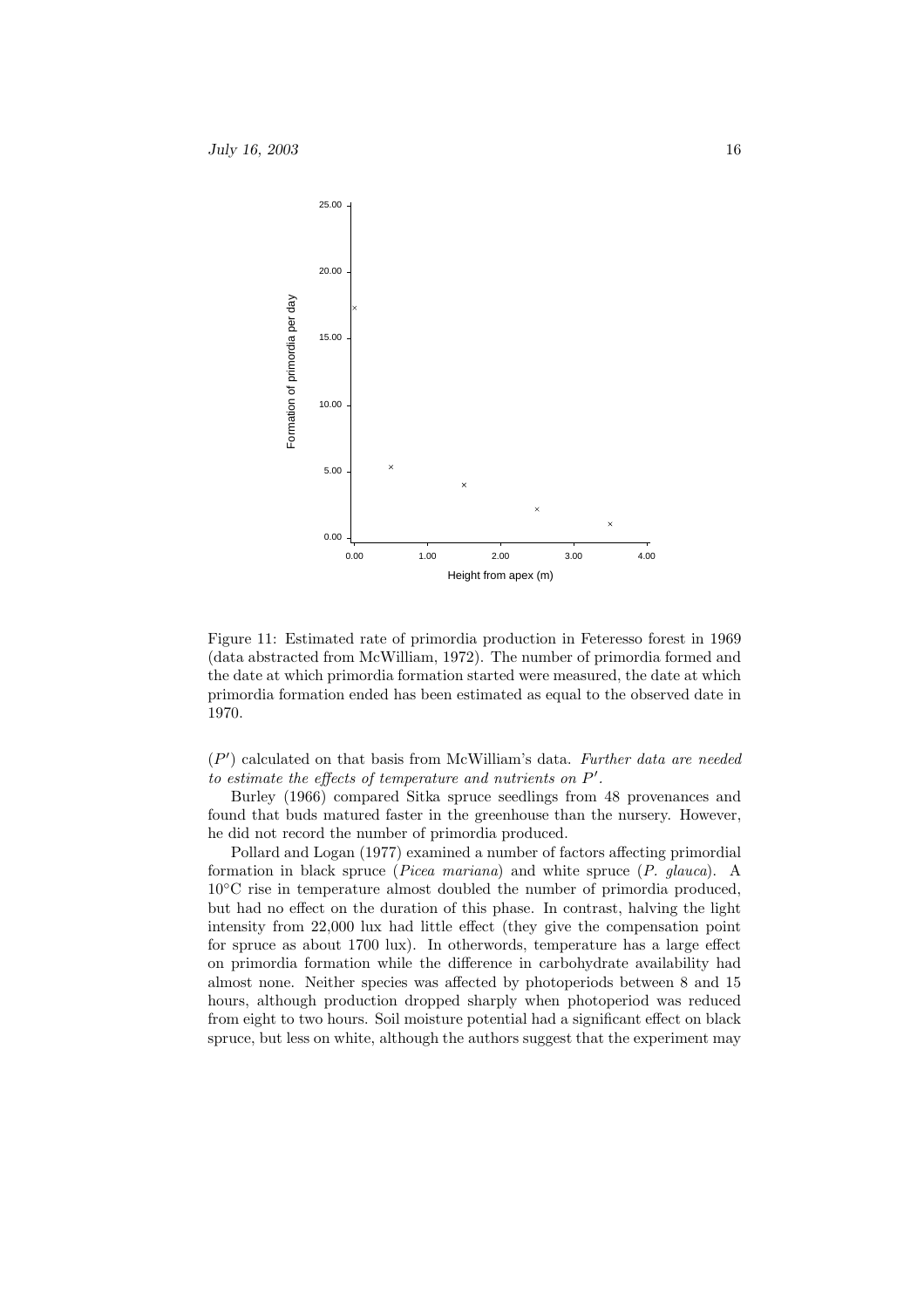Figure 11: Estimated rate of primordia production in Feteresso forest in 1969 (data abstracted from McWilliam, 1972). The number of primordia formed and the date at which primordia formation started were measured, the date at which primordia formation ended has been estimated as equal to the observed date in 1970.

($P'$) calculated on that basis from McWilliam's data. *Further data are needed to estimate the effects of temperature and nutrients on $P'$.*

Burley (1966) compared Sitka spruce seedlings from 48 provenances and found that buds matured faster in the greenhouse than the nursery. However, he did not record the number of primordia produced.

Pollard and Logan (1977) examined a number of factors affecting primordial formation in black spruce (*Picea mariana*) and white spruce (*P. glauca*). A 10°C rise in temperature almost doubled the number of primordia produced, but had no effect on the duration of this phase. In contrast, halving the light intensity from 22,000 lux had little effect (they give the compensation point for spruce as about 1700 lux). In otherwords, temperature has a large effect on primordia formation while the difference in carbohydrate availability had almost none. Neither species was affected by photoperiods between 8 and 15 hours, although production dropped sharply when photoperiod was reduced from eight to two hours. Soil moisture potential had a significant effect on black spruce, but less on white, although the authors suggest that the experiment may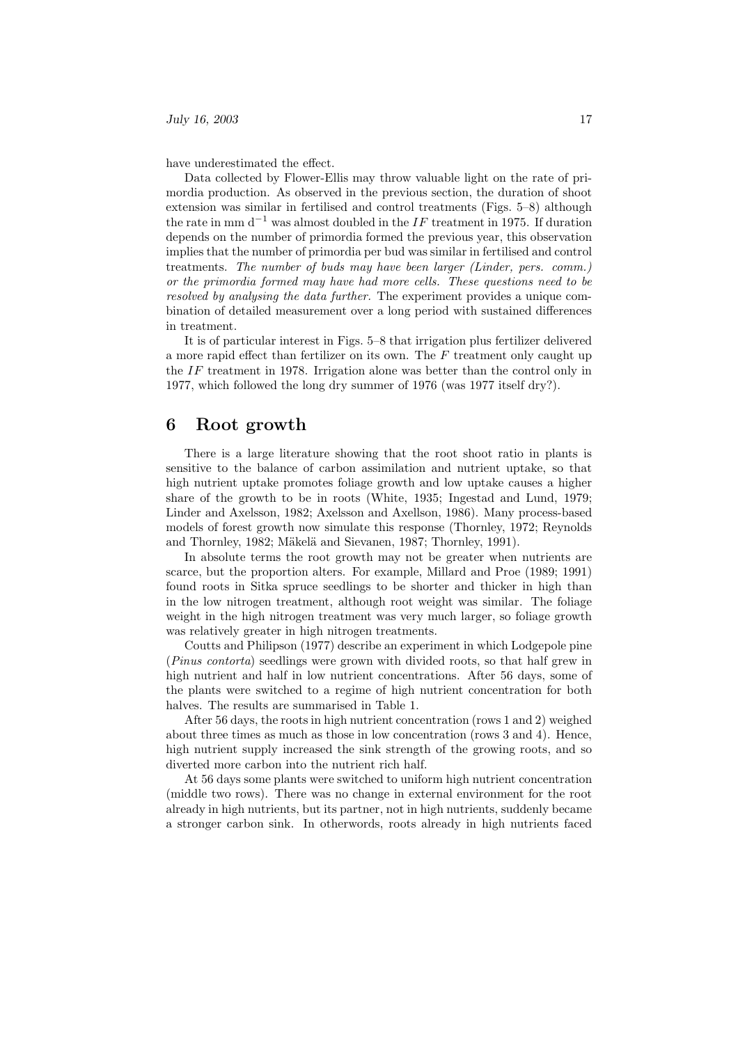have underestimated the effect.

Data collected by Flower-Ellis may throw valuable light on the rate of primordia production. As observed in the previous section, the duration of shoot extension was similar in fertilised and control treatments (Figs. 5–8) although the rate in mm $d^{-1}$ was almost doubled in the $IF$ treatment in 1975. If duration depends on the number of primordia formed the previous year, this observation implies that the number of primordia per bud was similar in fertilised and control treatments. *The number of buds may have been larger (Linder, pers. comm.) or the primordia formed may have had more cells. These questions need to be resolved by analysing the data further.* The experiment provides a unique combination of detailed measurement over a long period with sustained differences in treatment.

It is of particular interest in Figs. 5–8 that irrigation plus fertilizer delivered a more rapid effect than fertilizer on its own. The $F$ treatment only caught up the $IF$ treatment in 1978. Irrigation alone was better than the control only in 1977, which followed the long dry summer of 1976 (was 1977 itself dry?).

# 6 Root growth

There is a large literature showing that the root shoot ratio in plants is sensitive to the balance of carbon assimilation and nutrient uptake, so that high nutrient uptake promotes foliage growth and low uptake causes a higher share of the growth to be in roots (White, 1935; Ingestad and Lund, 1979; Linder and Axelsson, 1982; Axelsson and Axellson, 1986). Many process-based models of forest growth now simulate this response (Thornley, 1972; Reynolds and Thornley, 1982; Mäkelä and Sievanen, 1987; Thornley, 1991).

In absolute terms the root growth may not be greater when nutrients are scarce, but the proportion alters. For example, Millard and Proe (1989; 1991) found roots in Sitka spruce seedlings to be shorter and thicker in high than in the low nitrogen treatment, although root weight was similar. The foliage weight in the high nitrogen treatment was very much larger, so foliage growth was relatively greater in high nitrogen treatments.

Coutts and Philipson (1977) describe an experiment in which Lodgepole pine (*Pinus contorta*) seedlings were grown with divided roots, so that half grew in high nutrient and half in low nutrient concentrations. After 56 days, some of the plants were switched to a regime of high nutrient concentration for both halves. The results are summarised in Table 1.

After 56 days, the roots in high nutrient concentration (rows 1 and 2) weighed about three times as much as those in low concentration (rows 3 and 4). Hence, high nutrient supply increased the sink strength of the growing roots, and so diverted more carbon into the nutrient rich half.

At 56 days some plants were switched to uniform high nutrient concentration (middle two rows). There was no change in external environment for the root already in high nutrients, but its partner, not in high nutrients, suddenly became a stronger carbon sink. In otherwords, roots already in high nutrients faced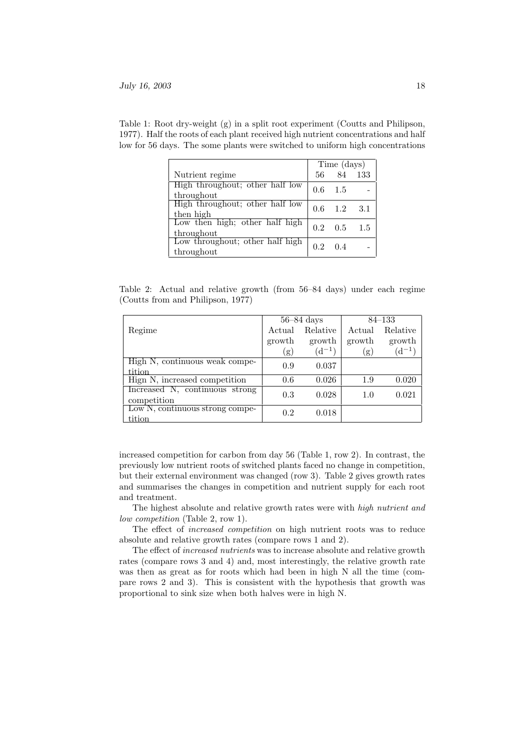Table 1: Root dry-weight (g) in a split root experiment (Coutts and Philipson, 1977). Half the roots of each plant received high nutrient concentrations and half low for 56 days. The some plants were switched to uniform high concentrations

| | Time (days) | | |
|---|---|---|---|
| Nutrient regime | 56 | 84 | 133 |
| High throughout; other half low throughout | 0.6 | 1.5 | - |
| High throughout; other half low then high | 0.6 | 1.2 | 3.1 |
| Low then high; other half high throughout | 0.2 | 0.5 | 1.5 |
| Low throughout; other half high throughout | 0.2 | 0.4 | - |

Table 2: Actual and relative growth (from 56–84 days) under each regime (Coutts from and Philipson, 1977)

| | 56–84 days | | 84–133 | |
|---|---|---|---|---|
| Regime | Actual growth (g) | Relative growth ($d^{-1}$) | Actual growth (g) | Relative growth ($d^{-1}$) |
| High N, continuous weak competition | 0.9 | 0.037 | | |
| Hign N, increased competition | 0.6 | 0.026 | 1.9 | 0.020 |
| Increased N, continuous strong competition | 0.3 | 0.028 | 1.0 | 0.021 |
| Low N, continuous strong competition | 0.2 | 0.018 | | |

increased competition for carbon from day 56 (Table 1, row 2). In contrast, the previously low nutrient roots of switched plants faced no change in competition, but their external environment was changed (row 3). Table 2 gives growth rates and summarises the changes in competition and nutrient supply for each root and treatment.

The highest absolute and relative growth rates were with *high nutrient and low competition* (Table 2, row 1).

The effect of *increased competition* on high nutrient roots was to reduce absolute and relative growth rates (compare rows 1 and 2).

The effect of *increased nutrients* was to increase absolute and relative growth rates (compare rows 3 and 4) and, most interestingly, the relative growth rate was then as great as for roots which had been in high N all the time (compare rows 2 and 3). This is consistent with the hypothesis that growth was proportional to sink size when both halves were in high N.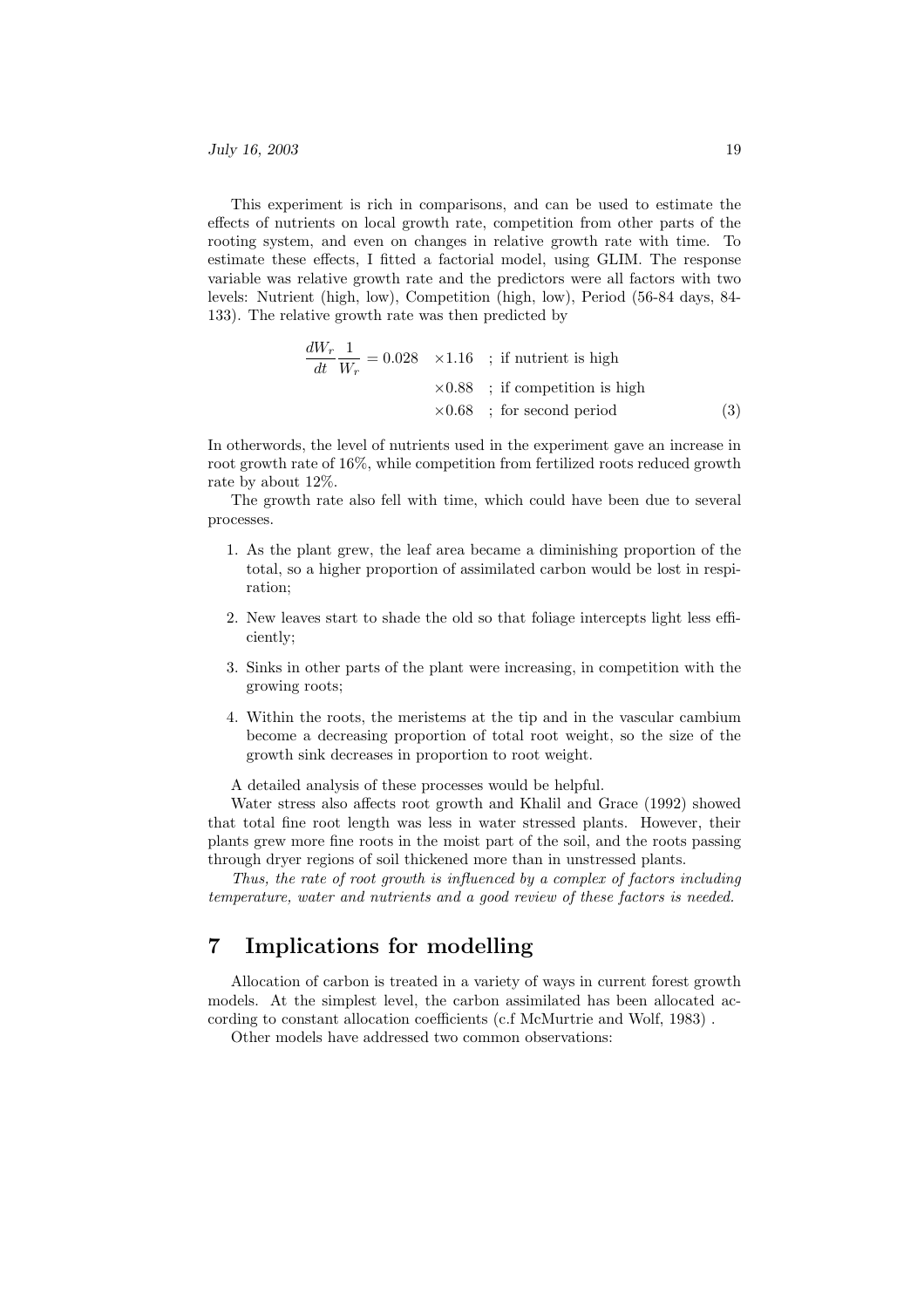This experiment is rich in comparisons, and can be used to estimate the effects of nutrients on local growth rate, competition from other parts of the rooting system, and even on changes in relative growth rate with time. To estimate these effects, I fitted a factorial model, using GLIM. The response variable was relative growth rate and the predictors were all factors with two levels: Nutrient (high, low), Competition (high, low), Period (56-84 days, 84-133). The relative growth rate was then predicted by

$$
\begin{aligned}
\frac{dW_r}{dt}\frac{1}{W_r} = 0.028 \quad & \times 1.16 \quad \text{; if nutrient is high} \\
& \times 0.88 \quad \text{; if competition is high} \\
& \times 0.68 \quad \text{; for second period}
\end{aligned}
\tag{3}
$$

In otherwords, the level of nutrients used in the experiment gave an increase in root growth rate of 16%, while competition from fertilized roots reduced growth rate by about 12%.

The growth rate also fell with time, which could have been due to several processes.

1. As the plant grew, the leaf area became a diminishing proportion of the total, so a higher proportion of assimilated carbon would be lost in respiration;
2. New leaves start to shade the old so that foliage intercepts light less efficiently;
3. Sinks in other parts of the plant were increasing, in competition with the growing roots;
4. Within the roots, the meristems at the tip and in the vascular cambium become a decreasing proportion of total root weight, so the size of the growth sink decreases in proportion to root weight.

A detailed analysis of these processes would be helpful.

Water stress also affects root growth and Khalil and Grace (1992) showed that total fine root length was less in water stressed plants. However, their plants grew more fine roots in the moist part of the soil, and the roots passing through dryer regions of soil thickened more than in unstressed plants.

*Thus, the rate of root growth is influenced by a complex of factors including temperature, water and nutrients and a good review of these factors is needed.*

# 7 Implications for modelling

Allocation of carbon is treated in a variety of ways in current forest growth models. At the simplest level, the carbon assimilated has been allocated according to constant allocation coefficients (c.f McMurtrie and Wolf, 1983) .

Other models have addressed two common observations: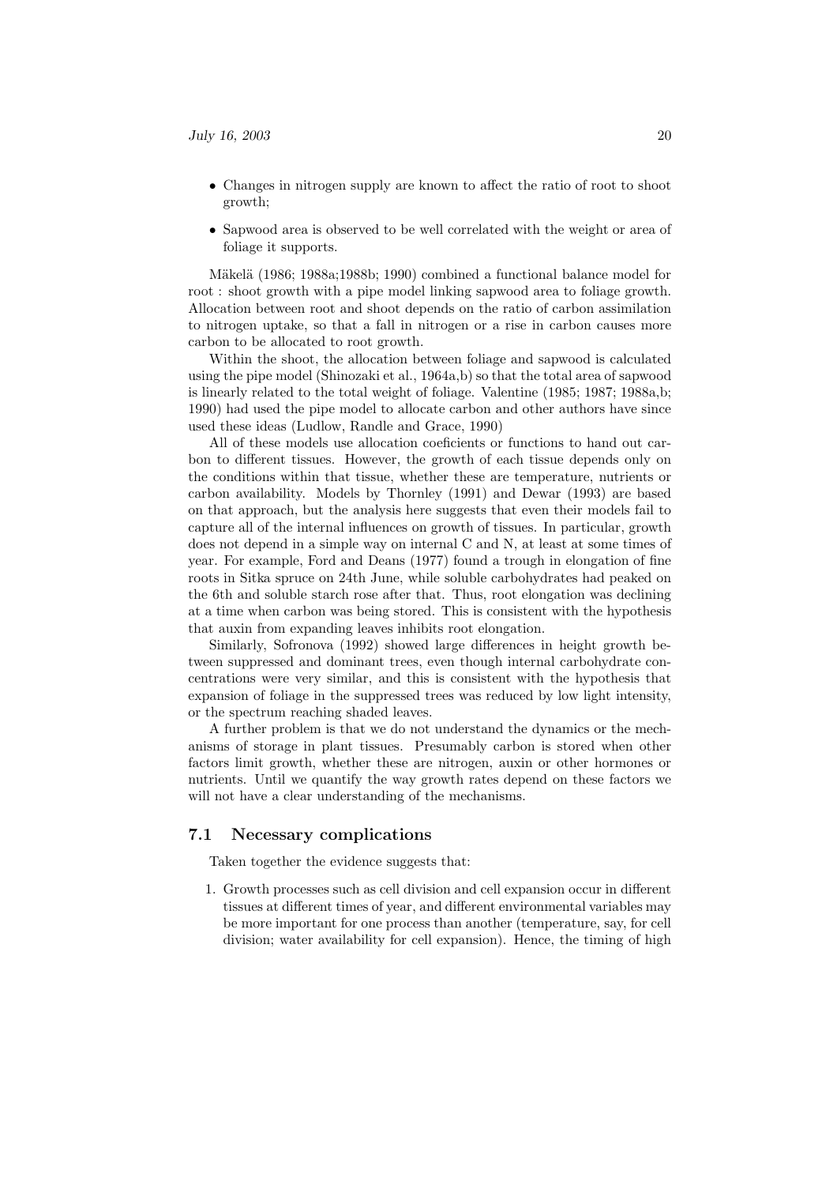- Changes in nitrogen supply are known to affect the ratio of root to shoot growth;
- Sapwood area is observed to be well correlated with the weight or area of foliage it supports.

Mäkelä (1986; 1988a;1988b; 1990) combined a functional balance model for root : shoot growth with a pipe model linking sapwood area to foliage growth. Allocation between root and shoot depends on the ratio of carbon assimilation to nitrogen uptake, so that a fall in nitrogen or a rise in carbon causes more carbon to be allocated to root growth.

Within the shoot, the allocation between foliage and sapwood is calculated using the pipe model (Shinozaki et al., 1964a,b) so that the total area of sapwood is linearly related to the total weight of foliage. Valentine (1985; 1987; 1988a,b; 1990) had used the pipe model to allocate carbon and other authors have since used these ideas (Ludlow, Randle and Grace, 1990)

All of these models use allocation coeficients or functions to hand out carbon to different tissues. However, the growth of each tissue depends only on the conditions within that tissue, whether these are temperature, nutrients or carbon availability. Models by Thornley (1991) and Dewar (1993) are based on that approach, but the analysis here suggests that even their models fail to capture all of the internal influences on growth of tissues. In particular, growth does not depend in a simple way on internal C and N, at least at some times of year. For example, Ford and Deans (1977) found a trough in elongation of fine roots in Sitka spruce on 24th June, while soluble carbohydrates had peaked on the 6th and soluble starch rose after that. Thus, root elongation was declining at a time when carbon was being stored. This is consistent with the hypothesis that auxin from expanding leaves inhibits root elongation.

Similarly, Sofronova (1992) showed large differences in height growth between suppressed and dominant trees, even though internal carbohydrate concentrations were very similar, and this is consistent with the hypothesis that expansion of foliage in the suppressed trees was reduced by low light intensity, or the spectrum reaching shaded leaves.

A further problem is that we do not understand the dynamics or the mechanisms of storage in plant tissues. Presumably carbon is stored when other factors limit growth, whether these are nitrogen, auxin or other hormones or nutrients. Until we quantify the way growth rates depend on these factors we will not have a clear understanding of the mechanisms.

## 7.1 Necessary complications

Taken together the evidence suggests that:

1. Growth processes such as cell division and cell expansion occur in different tissues at different times of year, and different environmental variables may be more important for one process than another (temperature, say, for cell division; water availability for cell expansion). Hence, the timing of high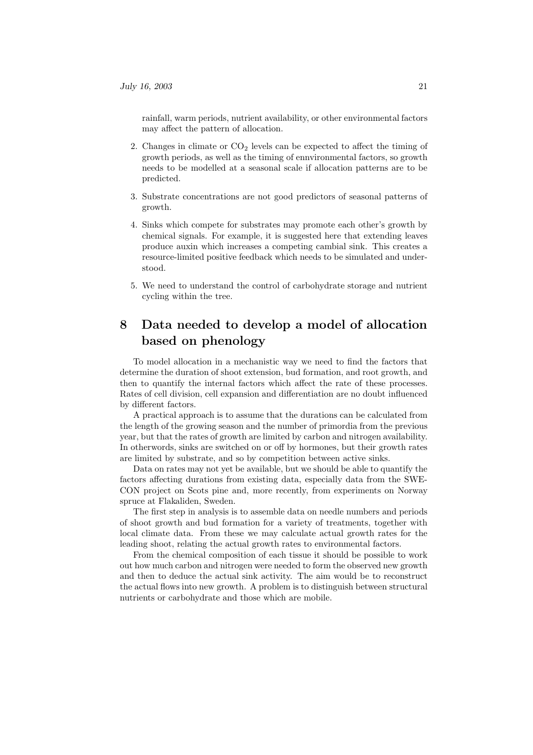rainfall, warm periods, nutrient availability, or other environmental factors may affect the pattern of allocation.

2. Changes in climate or $CO_2$ levels can be expected to affect the timing of growth periods, as well as the timing of ennvironmental factors, so growth needs to be modelled at a seasonal scale if allocation patterns are to be predicted.

3. Substrate concentrations are not good predictors of seasonal patterns of growth.

4. Sinks which compete for substrates may promote each other's growth by chemical signals. For example, it is suggested here that extending leaves produce auxin which increases a competing cambial sink. This creates a resource-limited positive feedback which needs to be simulated and understood.

5. We need to understand the control of carbohydrate storage and nutrient cycling within the tree.

# 8 Data needed to develop a model of allocation based on phenology

To model allocation in a mechanistic way we need to find the factors that determine the duration of shoot extension, bud formation, and root growth, and then to quantify the internal factors which affect the rate of these processes. Rates of cell division, cell expansion and differentiation are no doubt influenced by different factors.

A practical approach is to assume that the durations can be calculated from the length of the growing season and the number of primordia from the previous year, but that the rates of growth are limited by carbon and nitrogen availability. In otherwords, sinks are switched on or off by hormones, but their growth rates are limited by substrate, and so by competition between active sinks.

Data on rates may not yet be available, but we should be able to quantify the factors affecting durations from existing data, especially data from the SWECON project on Scots pine and, more recently, from experiments on Norway spruce at Flakaliden, Sweden.

The first step in analysis is to assemble data on needle numbers and periods of shoot growth and bud formation for a variety of treatments, together with local climate data. From these we may calculate actual growth rates for the leading shoot, relating the actual growth rates to environmental factors.

From the chemical composition of each tissue it should be possible to work out how much carbon and nitrogen were needed to form the observed new growth and then to deduce the actual sink activity. The aim would be to reconstruct the actual flows into new growth. A problem is to distinguish between structural nutrients or carbohydrate and those which are mobile.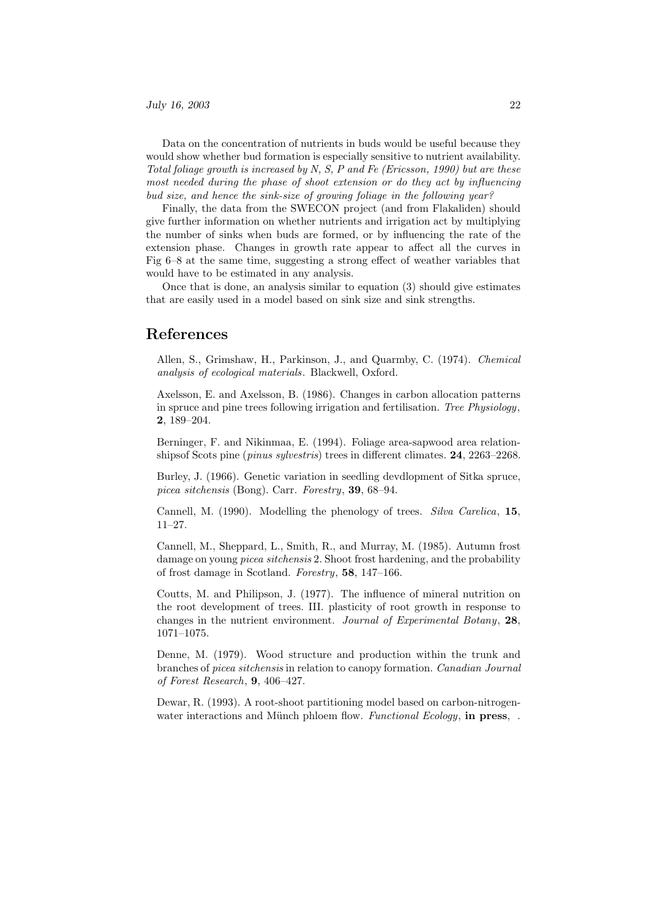Data on the concentration of nutrients in buds would be useful because they would show whether bud formation is especially sensitive to nutrient availability. *Total foliage growth is increased by N, S, P and Fe (Ericsson, 1990) but are these most needed during the phase of shoot extension or do they act by influencing bud size, and hence the sink-size of growing foliage in the following year?*

Finally, the data from the SWECON project (and from Flakaliden) should give further information on whether nutrients and irrigation act by multiplying the number of sinks when buds are formed, or by influencing the rate of the extension phase. Changes in growth rate appear to affect all the curves in Fig 6–8 at the same time, suggesting a strong effect of weather variables that would have to be estimated in any analysis.

Once that is done, an analysis similar to equation (3) should give estimates that are easily used in a model based on sink size and sink strengths.

# References

Allen, S., Grimshaw, H., Parkinson, J., and Quarmby, C. (1974). *Chemical analysis of ecological materials*. Blackwell, Oxford.

Axelsson, E. and Axelsson, B. (1986). Changes in carbon allocation patterns in spruce and pine trees following irrigation and fertilisation. *Tree Physiology*, **2**, 189–204.

Berninger, F. and Nikinmaa, E. (1994). Foliage area-sapwood area relationshipsof Scots pine (*pinus sylvestris*) trees in different climates. **24**, 2263–2268.

Burley, J. (1966). Genetic variation in seedling devdlopment of Sitka spruce, *picea sitchensis* (Bong). Carr. *Forestry*, **39**, 68–94.

Cannell, M. (1990). Modelling the phenology of trees. *Silva Carelica*, **15**, 11–27.

Cannell, M., Sheppard, L., Smith, R., and Murray, M. (1985). Autumn frost damage on young *picea sitchensis* 2. Shoot frost hardening, and the probability of frost damage in Scotland. *Forestry*, **58**, 147–166.

Coutts, M. and Philipson, J. (1977). The influence of mineral nutrition on the root development of trees. III. plasticity of root growth in response to changes in the nutrient environment. *Journal of Experimental Botany*, **28**, 1071–1075.

Denne, M. (1979). Wood structure and production within the trunk and branches of *picea sitchensis* in relation to canopy formation. *Canadian Journal of Forest Research*, **9**, 406–427.

Dewar, R. (1993). A root-shoot partitioning model based on carbon-nitrogen-water interactions and Münch phloem flow. *Functional Ecology*, **in press**, .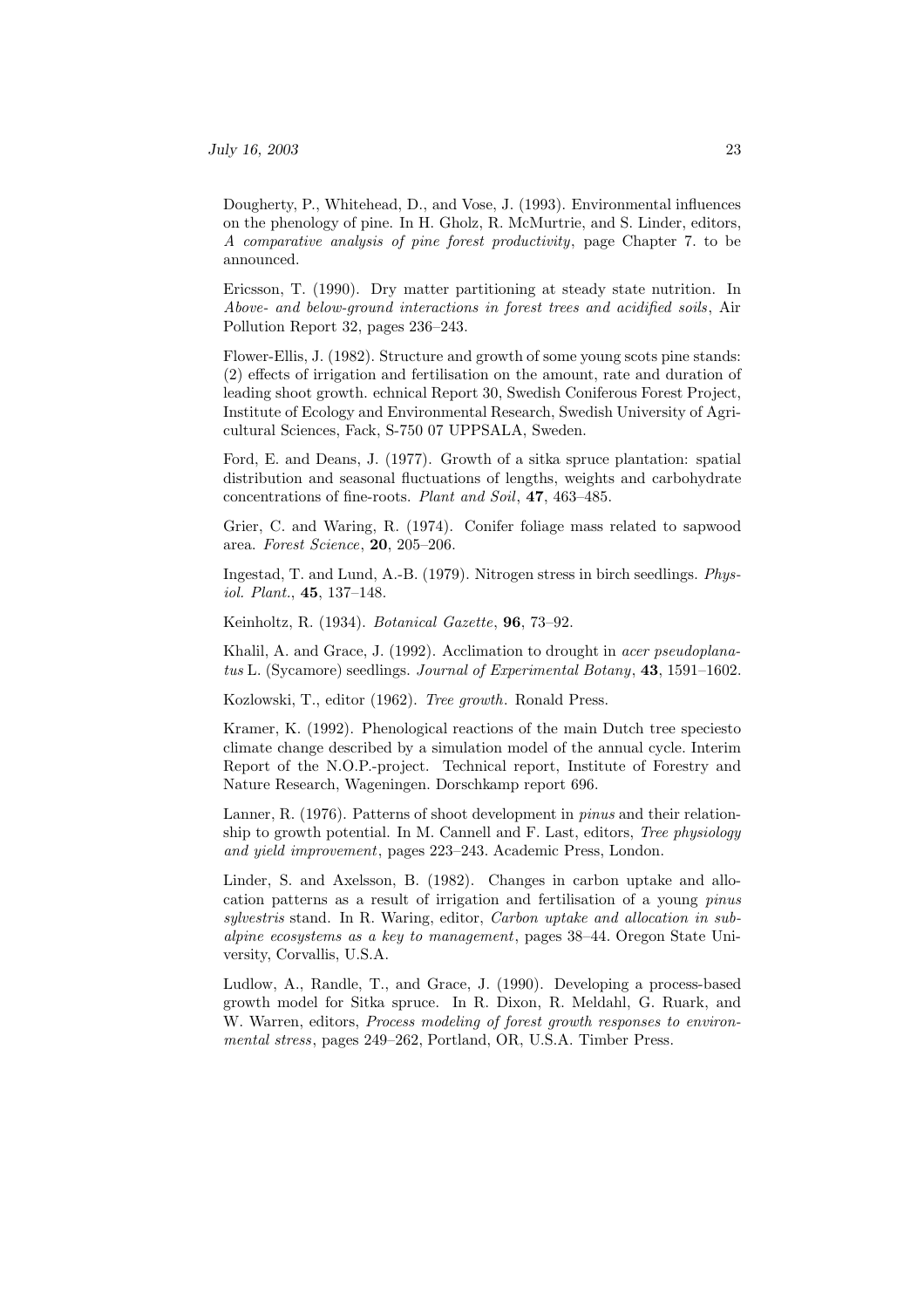Dougherty, P., Whitehead, D., and Vose, J. (1993). Environmental influences on the phenology of pine. In H. Gholz, R. McMurtrie, and S. Linder, editors, *A comparative analysis of pine forest productivity*, page Chapter 7. to be announced.

Ericsson, T. (1990). Dry matter partitioning at steady state nutrition. In *Above- and below-ground interactions in forest trees and acidified soils*, Air Pollution Report 32, pages 236–243.

Flower-Ellis, J. (1982). Structure and growth of some young scots pine stands: (2) effects of irrigation and fertilisation on the amount, rate and duration of leading shoot growth. echnical Report 30, Swedish Coniferous Forest Project, Institute of Ecology and Environmental Research, Swedish University of Agricultural Sciences, Fack, S-750 07 UPPSALA, Sweden.

Ford, E. and Deans, J. (1977). Growth of a sitka spruce plantation: spatial distribution and seasonal fluctuations of lengths, weights and carbohydrate concentrations of fine-roots. *Plant and Soil*, **47**, 463–485.

Grier, C. and Waring, R. (1974). Conifer foliage mass related to sapwood area. *Forest Science*, **20**, 205–206.

Ingestad, T. and Lund, A.-B. (1979). Nitrogen stress in birch seedlings. *Physiol. Plant.*, **45**, 137–148.

Keinholtz, R. (1934). *Botanical Gazette*, **96**, 73–92.

Khalil, A. and Grace, J. (1992). Acclimation to drought in *acer pseudoplanatus* L. (Sycamore) seedlings. *Journal of Experimental Botany*, **43**, 1591–1602.

Kozlowski, T., editor (1962). *Tree growth*. Ronald Press.

Kramer, K. (1992). Phenological reactions of the main Dutch tree speciesto climate change described by a simulation model of the annual cycle. Interim Report of the N.O.P.-project. Technical report, Institute of Forestry and Nature Research, Wageningen. Dorschkamp report 696.

Lanner, R. (1976). Patterns of shoot development in *pinus* and their relationship to growth potential. In M. Cannell and F. Last, editors, *Tree physiology and yield improvement*, pages 223–243. Academic Press, London.

Linder, S. and Axelsson, B. (1982). Changes in carbon uptake and allocation patterns as a result of irrigation and fertilisation of a young *pinus sylvestris* stand. In R. Waring, editor, *Carbon uptake and allocation in subalpine ecosystems as a key to management*, pages 38–44. Oregon State University, Corvallis, U.S.A.

Ludlow, A., Randle, T., and Grace, J. (1990). Developing a process-based growth model for Sitka spruce. In R. Dixon, R. Meldahl, G. Ruark, and W. Warren, editors, *Process modeling of forest growth responses to environmental stress*, pages 249–262, Portland, OR, U.S.A. Timber Press.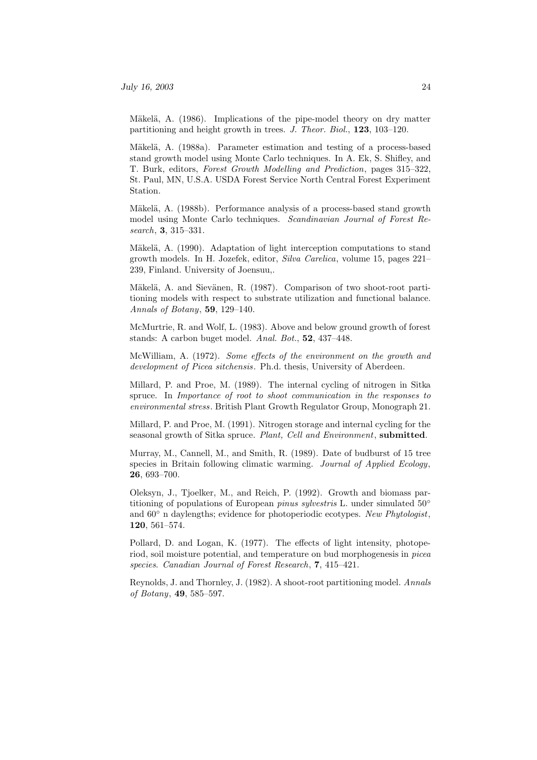Mäkelä, A. (1986). Implications of the pipe-model theory on dry matter partitioning and height growth in trees. *J. Theor. Biol.*, **123**, 103–120.

Mäkelä, A. (1988a). Parameter estimation and testing of a process-based stand growth model using Monte Carlo techniques. In A. Ek, S. Shifley, and T. Burk, editors, *Forest Growth Modelling and Prediction*, pages 315–322, St. Paul, MN, U.S.A. USDA Forest Service North Central Forest Experiment Station.

Mäkelä, A. (1988b). Performance analysis of a process-based stand growth model using Monte Carlo techniques. *Scandinavian Journal of Forest Research*, **3**, 315–331.

Mäkelä, A. (1990). Adaptation of light interception computations to stand growth models. In H. Jozefek, editor, *Silva Carelica*, volume 15, pages 221–239, Finland. University of Joensuu,.

Mäkelä, A. and Sievänen, R. (1987). Comparison of two shoot-root partitioning models with respect to substrate utilization and functional balance. *Annals of Botany*, **59**, 129–140.

McMurtrie, R. and Wolf, L. (1983). Above and below ground growth of forest stands: A carbon buget model. *Anal. Bot.*, **52**, 437–448.

McWilliam, A. (1972). *Some effects of the environment on the growth and development of Picea sitchensis*. Ph.d. thesis, University of Aberdeen.

Millard, P. and Proe, M. (1989). The internal cycling of nitrogen in Sitka spruce. In *Importance of root to shoot communication in the responses to environmental stress*. British Plant Growth Regulator Group, Monograph 21.

Millard, P. and Proe, M. (1991). Nitrogen storage and internal cycling for the seasonal growth of Sitka spruce. *Plant, Cell and Environment*, **submitted**.

Murray, M., Cannell, M., and Smith, R. (1989). Date of budburst of 15 tree species in Britain following climatic warming. *Journal of Applied Ecology*, **26**, 693–700.

Oleksyn, J., Tjoelker, M., and Reich, P. (1992). Growth and biomass partitioning of populations of European *pinus sylvestris* L. under simulated 50° and 60° n daylengths; evidence for photoperiodic ecotypes. *New Phytologist*, **120**, 561–574.

Pollard, D. and Logan, K. (1977). The effects of light intensity, photoperiod, soil moisture potential, and temperature on bud morphogenesis in *picea species*. *Canadian Journal of Forest Research*, **7**, 415–421.

Reynolds, J. and Thornley, J. (1982). A shoot-root partitioning model. *Annals of Botany*, **49**, 585–597.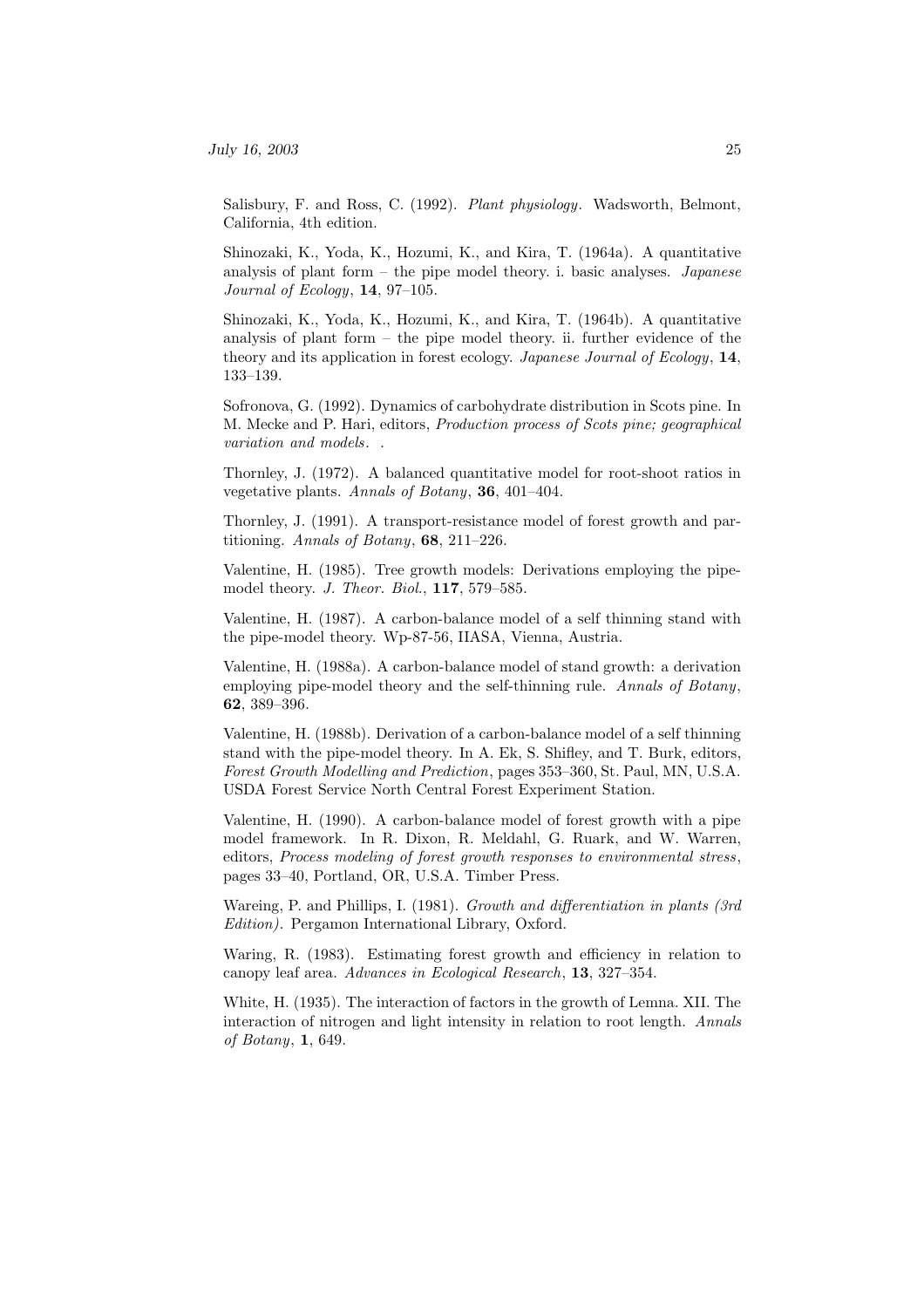Salisbury, F. and Ross, C. (1992). *Plant physiology*. Wadsworth, Belmont, California, 4th edition.

Shinozaki, K., Yoda, K., Hozumi, K., and Kira, T. (1964a). A quantitative analysis of plant form – the pipe model theory. i. basic analyses. *Japanese Journal of Ecology*, **14**, 97–105.

Shinozaki, K., Yoda, K., Hozumi, K., and Kira, T. (1964b). A quantitative analysis of plant form – the pipe model theory. ii. further evidence of the theory and its application in forest ecology. *Japanese Journal of Ecology*, **14**, 133–139.

Sofronova, G. (1992). Dynamics of carbohydrate distribution in Scots pine. In M. Mecke and P. Hari, editors, *Production process of Scots pine; geographical variation and models*. .

Thornley, J. (1972). A balanced quantitative model for root-shoot ratios in vegetative plants. *Annals of Botany*, **36**, 401–404.

Thornley, J. (1991). A transport-resistance model of forest growth and partitioning. *Annals of Botany*, **68**, 211–226.

Valentine, H. (1985). Tree growth models: Derivations employing the pipe-model theory. *J. Theor. Biol.*, **117**, 579–585.

Valentine, H. (1987). A carbon-balance model of a self thinning stand with the pipe-model theory. Wp-87-56, IIASA, Vienna, Austria.

Valentine, H. (1988a). A carbon-balance model of stand growth: a derivation employing pipe-model theory and the self-thinning rule. *Annals of Botany*, **62**, 389–396.

Valentine, H. (1988b). Derivation of a carbon-balance model of a self thinning stand with the pipe-model theory. In A. Ek, S. Shifley, and T. Burk, editors, *Forest Growth Modelling and Prediction*, pages 353–360, St. Paul, MN, U.S.A. USDA Forest Service North Central Forest Experiment Station.

Valentine, H. (1990). A carbon-balance model of forest growth with a pipe model framework. In R. Dixon, R. Meldahl, G. Ruark, and W. Warren, editors, *Process modeling of forest growth responses to environmental stress*, pages 33–40, Portland, OR, U.S.A. Timber Press.

Wareing, P. and Phillips, I. (1981). *Growth and differentiation in plants (3rd Edition)*. Pergamon International Library, Oxford.

Waring, R. (1983). Estimating forest growth and efficiency in relation to canopy leaf area. *Advances in Ecological Research*, **13**, 327–354.

White, H. (1935). The interaction of factors in the growth of Lemna. XII. The interaction of nitrogen and light intensity in relation to root length. *Annals of Botany*, **1**, 649.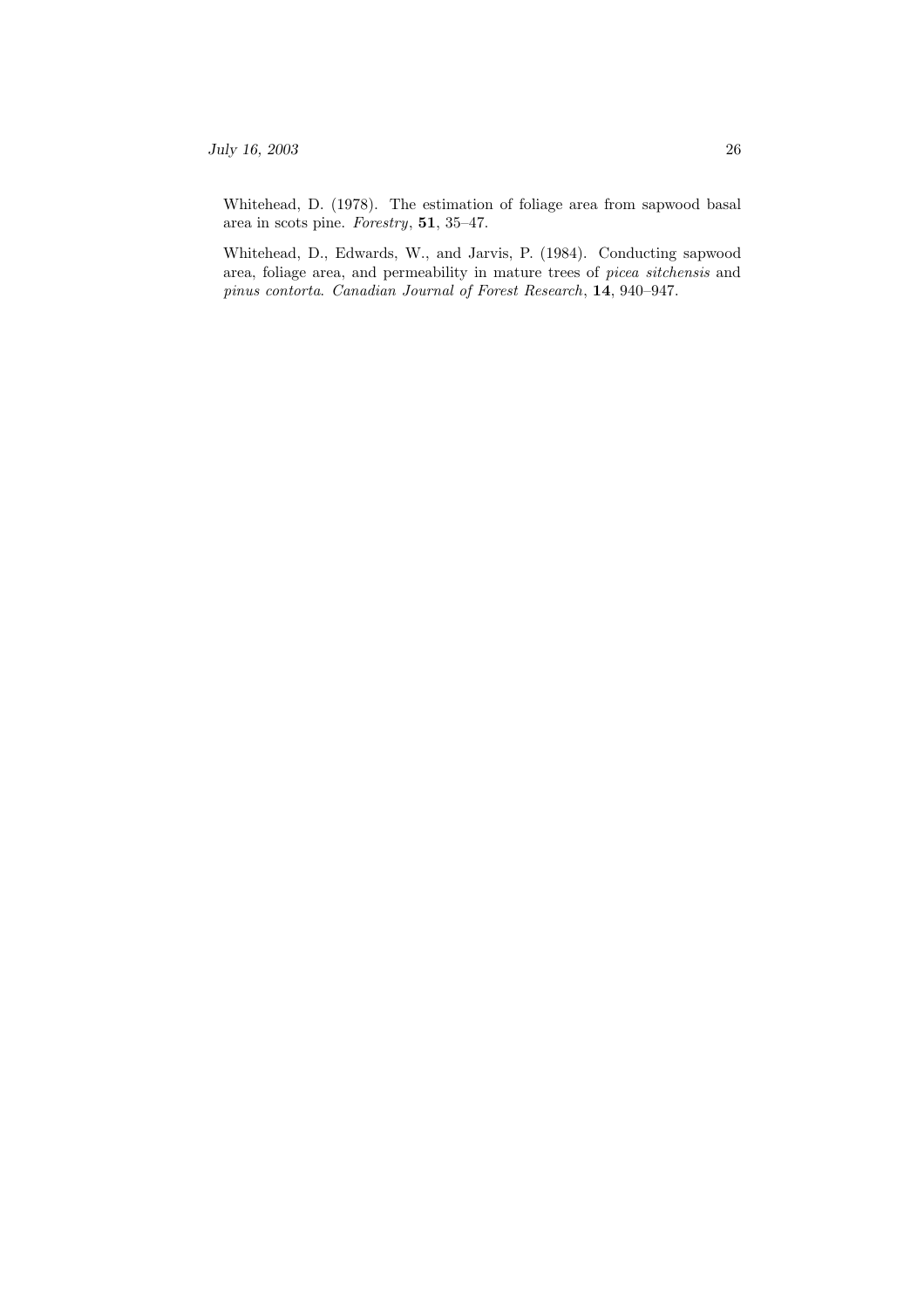Whitehead, D. (1978). The estimation of foliage area from sapwood basal area in scots pine. *Forestry*, **51**, 35–47.

Whitehead, D., Edwards, W., and Jarvis, P. (1984). Conducting sapwood area, foliage area, and permeability in mature trees of *picea sitchensis* and *pinus contorta*. *Canadian Journal of Forest Research*, **14**, 940–947.